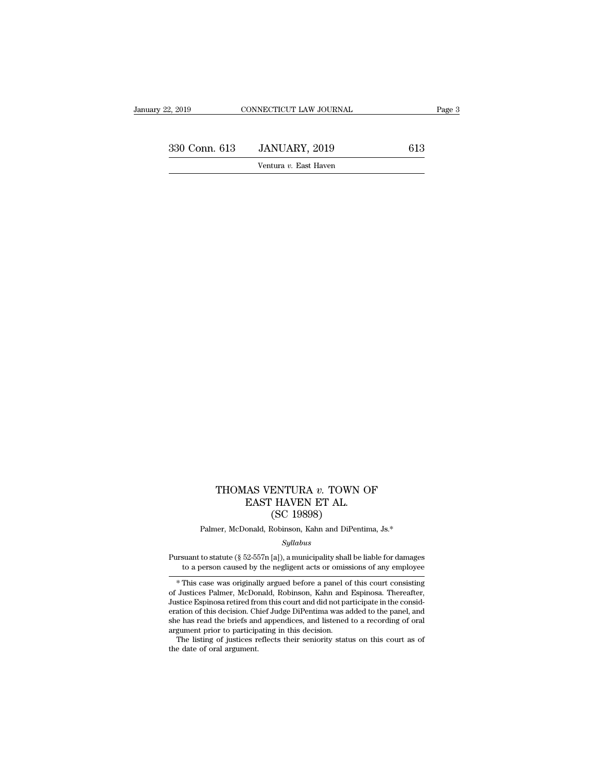# THOMAS VENTURA *v.* TOWN OF EAST HAVEN ET AL.

## (SC 19898)

Palmer, McDonald, Robinson, Kahn and DiPentima, Js.*

*Syllabus*

Pursuant to statute (§ 52-557n [a]), a municipality shall be liable for damages to a person caused by the negligent acts or omissions of any employee

---

\* This case was originally argued before a panel of this court consisting of Justices Palmer, McDonald, Robinson, Kahn and Espinosa. Thereafter, Justice Espinosa retired from this court and did not participate in the consideration of this decision. Chief Judge DiPentima was added to the panel, and she has read the briefs and appendices, and listened to a recording of oral argument prior to participating in this decision.

The listing of justices reflects their seniority status on this court as of the date of oral argument.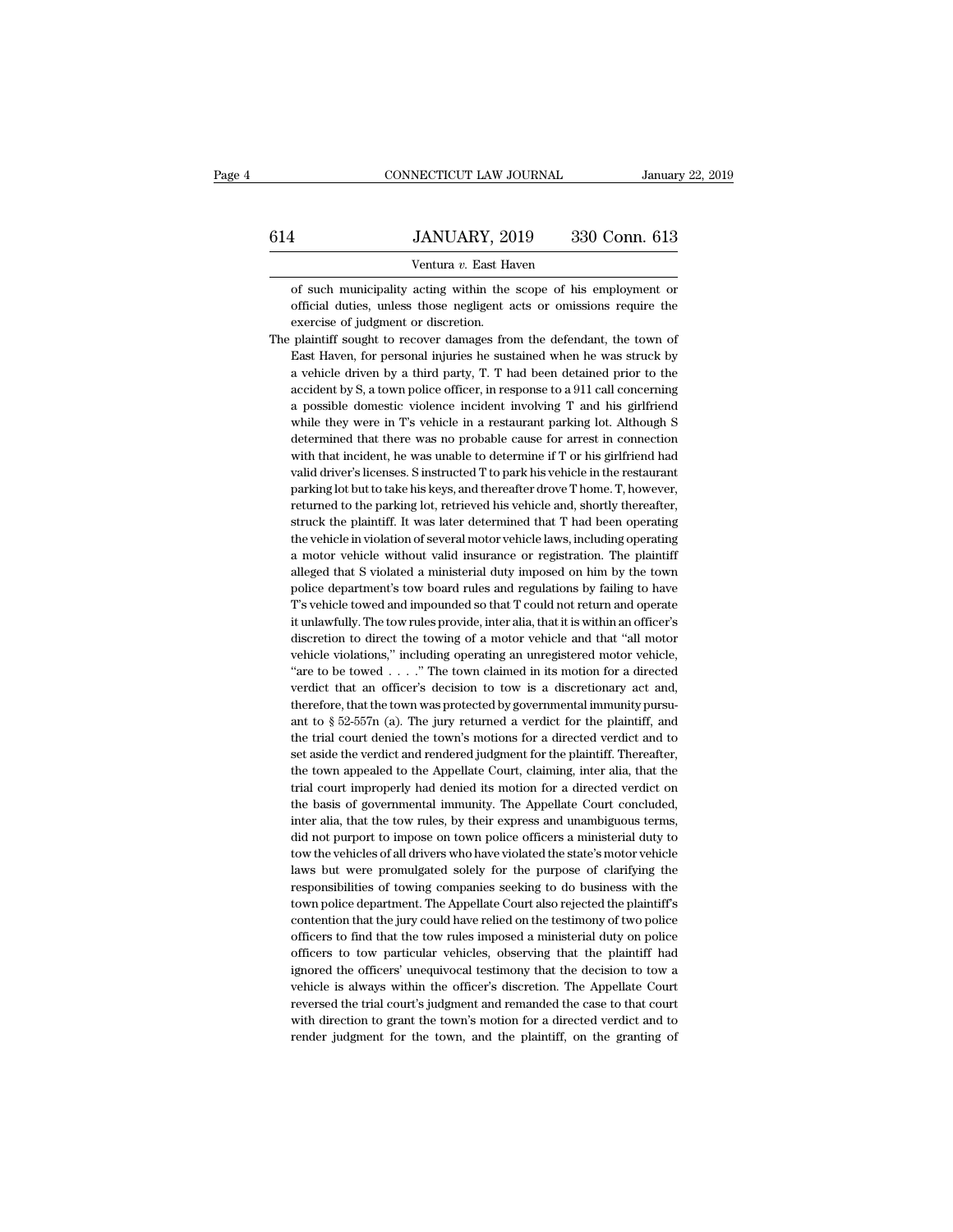of such municipality acting within the scope of his employment or official duties, unless those negligent acts or omissions require the exercise of judgment or discretion.

The plaintiff sought to recover damages from the defendant, the town of East Haven, for personal injuries he sustained when he was struck by a vehicle driven by a third party, T. T had been detained prior to the accident by S, a town police officer, in response to a 911 call concerning a possible domestic violence incident involving T and his girlfriend while they were in T's vehicle in a restaurant parking lot. Although S determined that there was no probable cause for arrest in connection with that incident, he was unable to determine if T or his girlfriend had valid driver's licenses. S instructed T to park his vehicle in the restaurant parking lot but to take his keys, and thereafter drove T home. T, however, returned to the parking lot, retrieved his vehicle and, shortly thereafter, struck the plaintiff. It was later determined that T had been operating the vehicle in violation of several motor vehicle laws, including operating a motor vehicle without valid insurance or registration. The plaintiff alleged that S violated a ministerial duty imposed on him by the town police department's tow board rules and regulations by failing to have T's vehicle towed and impounded so that T could not return and operate it unlawfully. The tow rules provide, inter alia, that it is within an officer's discretion to direct the towing of a motor vehicle and that "all motor vehicle violations," including operating an unregistered motor vehicle, "are to be towed . . . ." The town claimed in its motion for a directed verdict that an officer's decision to tow is a discretionary act and, therefore, that the town was protected by governmental immunity pursuant to § 52-557n (a). The jury returned a verdict for the plaintiff, and the trial court denied the town's motions for a directed verdict and to set aside the verdict and rendered judgment for the plaintiff. Thereafter, the town appealed to the Appellate Court, claiming, inter alia, that the trial court improperly had denied its motion for a directed verdict on the basis of governmental immunity. The Appellate Court concluded, inter alia, that the tow rules, by their express and unambiguous terms, did not purport to impose on town police officers a ministerial duty to tow the vehicles of all drivers who have violated the state's motor vehicle laws but were promulgated solely for the purpose of clarifying the responsibilities of towing companies seeking to do business with the town police department. The Appellate Court also rejected the plaintiff's contention that the jury could have relied on the testimony of two police officers to find that the tow rules imposed a ministerial duty on police officers to tow particular vehicles, observing that the plaintiff had ignored the officers' unequivocal testimony that the decision to tow a vehicle is always within the officer's discretion. The Appellate Court reversed the trial court's judgment and remanded the case to that court with direction to grant the town's motion for a directed verdict and to render judgment for the town, and the plaintiff, on the granting of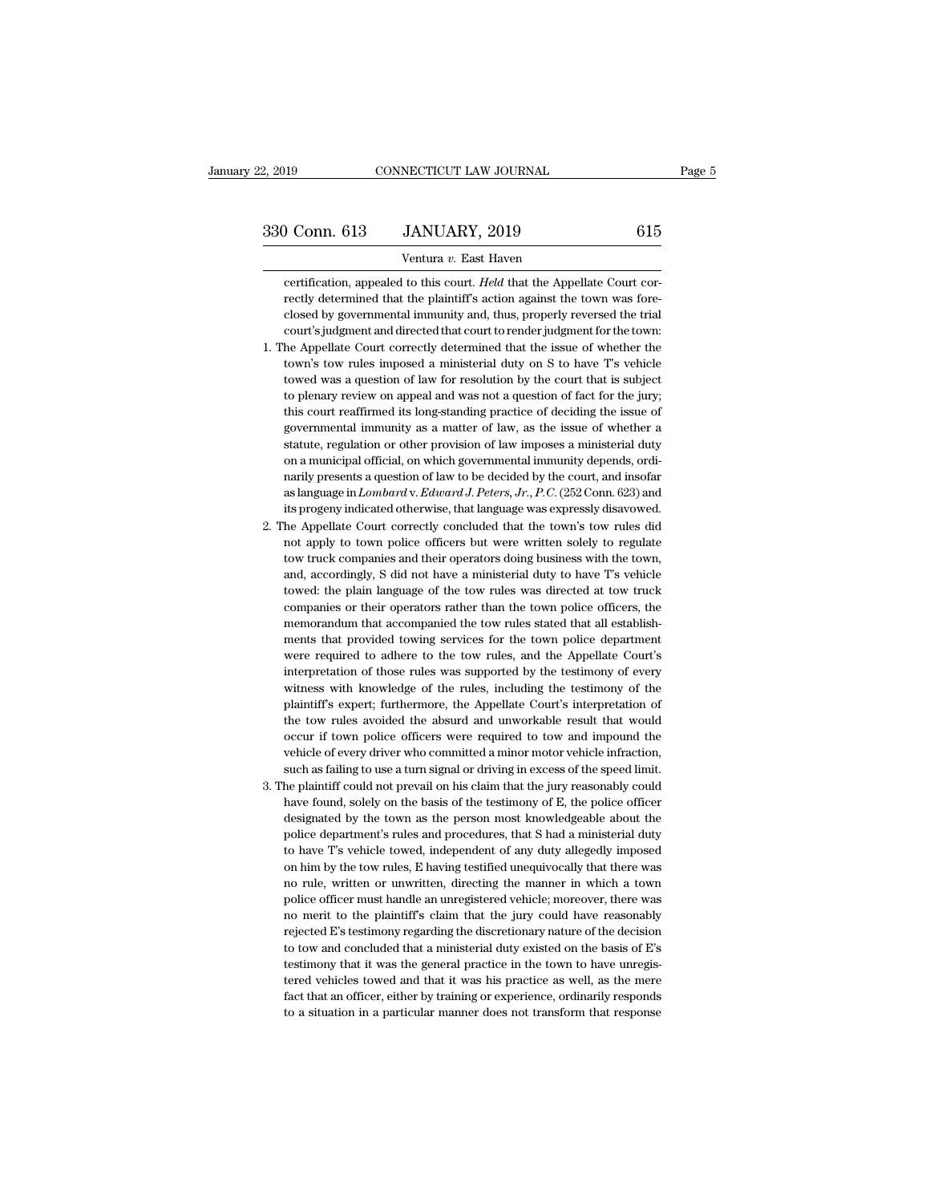certification, appealed to this court. *Held* that the Appellate Court correctly determined that the plaintiff's action against the town was foreclosed by governmental immunity and, thus, properly reversed the trial court's judgment and directed that court to render judgment for the town:

1. The Appellate Court correctly determined that the issue of whether the town's tow rules imposed a ministerial duty on S to have T's vehicle towed was a question of law for resolution by the court that is subject to plenary review on appeal and was not a question of fact for the jury; this court reaffirmed its long-standing practice of deciding the issue of governmental immunity as a matter of law, as the issue of whether a statute, regulation or other provision of law imposes a ministerial duty on a municipal official, on which governmental immunity depends, ordinarily presents a question of law to be decided by the court, and insofar as language in *Lombard* v. *Edward J. Peters, Jr., P.C.* (252 Conn. 623) and its progeny indicated otherwise, that language was expressly disavowed.

2. The Appellate Court correctly concluded that the town's tow rules did not apply to town police officers but were written solely to regulate tow truck companies and their operators doing business with the town, and, accordingly, S did not have a ministerial duty to have T's vehicle towed: the plain language of the tow rules was directed at tow truck companies or their operators rather than the town police officers, the memorandum that accompanied the tow rules stated that all establishments that provided towing services for the town police department were required to adhere to the tow rules, and the Appellate Court's interpretation of those rules was supported by the testimony of every witness with knowledge of the rules, including the testimony of the plaintiff's expert; furthermore, the Appellate Court's interpretation of the tow rules avoided the absurd and unworkable result that would occur if town police officers were required to tow and impound the vehicle of every driver who committed a minor motor vehicle infraction, such as failing to use a turn signal or driving in excess of the speed limit.

3. The plaintiff could not prevail on his claim that the jury reasonably could have found, solely on the basis of the testimony of E, the police officer designated by the town as the person most knowledgeable about the police department's rules and procedures, that S had a ministerial duty to have T's vehicle towed, independent of any duty allegedly imposed on him by the tow rules, E having testified unequivocally that there was no rule, written or unwritten, directing the manner in which a town police officer must handle an unregistered vehicle; moreover, there was no merit to the plaintiff's claim that the jury could have reasonably rejected E's testimony regarding the discretionary nature of the decision to tow and concluded that a ministerial duty existed on the basis of E's testimony that it was the general practice in the town to have unregistered vehicles towed and that it was his practice as well, as the mere fact that an officer, either by training or experience, ordinarily responds to a situation in a particular manner does not transform that response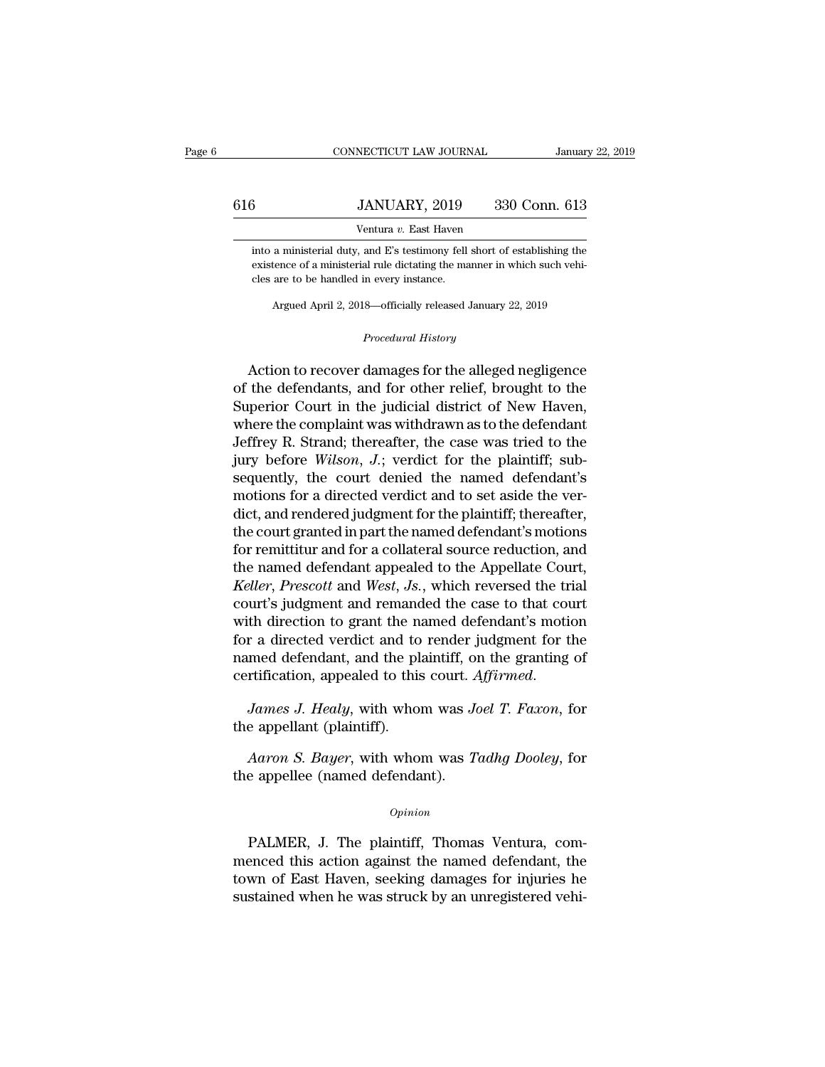into a ministerial duty, and E's testimony fell short of establishing the existence of a ministerial rule dictating the manner in which such vehicles are to be handled in every instance.

Argued April 2, 2018—officially released January 22, 2019

*Procedural History*

Action to recover damages for the alleged negligence of the defendants, and for other relief, brought to the Superior Court in the judicial district of New Haven, where the complaint was withdrawn as to the defendant Jeffrey R. Strand; thereafter, the case was tried to the jury before *Wilson*, *J.*; verdict for the plaintiff; subsequently, the court denied the named defendant's motions for a directed verdict and to set aside the verdict, and rendered judgment for the plaintiff; thereafter, the court granted in part the named defendant's motions for remittitur and for a collateral source reduction, and the named defendant appealed to the Appellate Court, *Keller*, *Prescott* and *West*, *Js.*, which reversed the trial court's judgment and remanded the case to that court with direction to grant the named defendant's motion for a directed verdict and to render judgment for the named defendant, and the plaintiff, on the granting of certification, appealed to this court. *Affirmed*.

*James J. Healy*, with whom was *Joel T. Faxon*, for the appellant (plaintiff).

*Aaron S. Bayer*, with whom was *Tadhg Dooley*, for the appellee (named defendant).

*Opinion*

PALMER, J. The plaintiff, Thomas Ventura, commenced this action against the named defendant, the town of East Haven, seeking damages for injuries he sustained when he was struck by an unregistered vehi-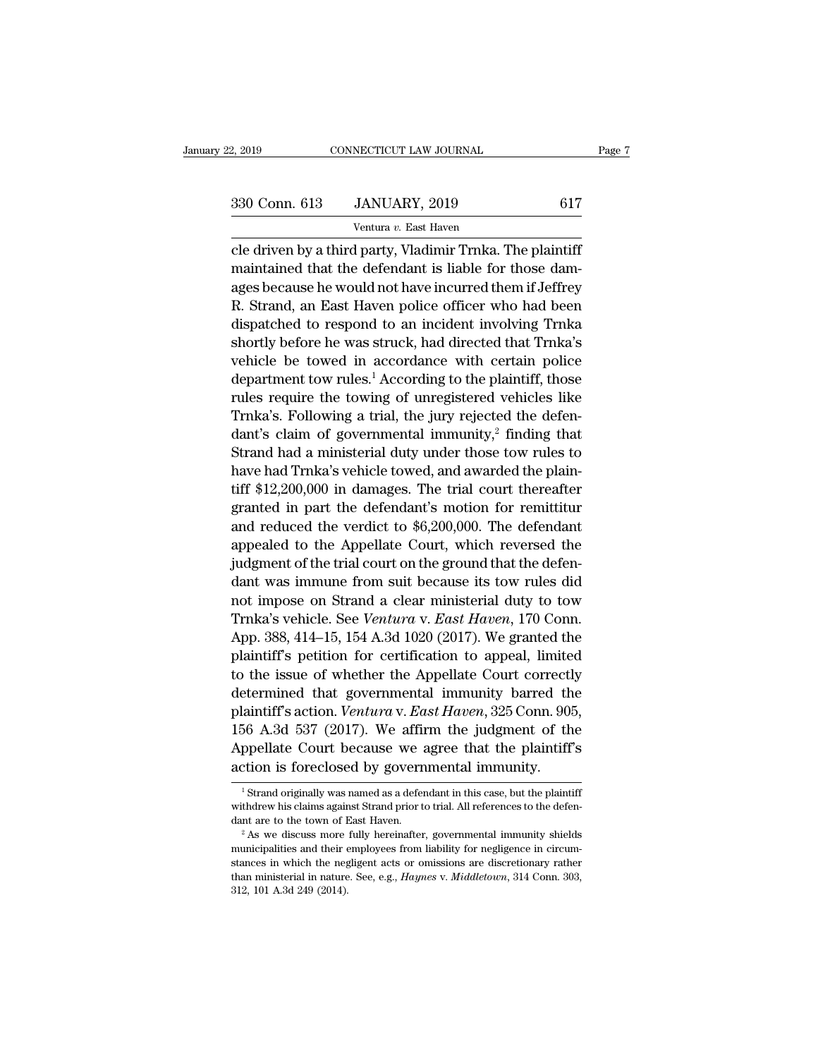cle driven by a third party, Vladimir Trnka. The plaintiff maintained that the defendant is liable for those damages because he would not have incurred them if Jeffrey R. Strand, an East Haven police officer who had been dispatched to respond to an incident involving Trnka shortly before he was struck, had directed that Trnka's vehicle be towed in accordance with certain police department tow rules.[1] According to the plaintiff, those rules require the towing of unregistered vehicles like Trnka's. Following a trial, the jury rejected the defendant's claim of governmental immunity,[2] finding that Strand had a ministerial duty under those tow rules to have had Trnka's vehicle towed, and awarded the plaintiff $12,200,000 in damages. The trial court thereafter granted in part the defendant's motion for remittitur and reduced the verdict to $6,200,000. The defendant appealed to the Appellate Court, which reversed the judgment of the trial court on the ground that the defendant was immune from suit because its tow rules did not impose on Strand a clear ministerial duty to tow Trnka's vehicle. See *Ventura* v. *East Haven*, 170 Conn. App. 388, 414–15, 154 A.3d 1020 (2017). We granted the plaintiff's petition for certification to appeal, limited to the issue of whether the Appellate Court correctly determined that governmental immunity barred the plaintiff's action. *Ventura* v. *East Haven*, 325 Conn. 905, 156 A.3d 537 (2017). We affirm the judgment of the Appellate Court because we agree that the plaintiff's action is foreclosed by governmental immunity.

[1] Strand originally was named as a defendant in this case, but the plaintiff withdrew his claims against Strand prior to trial. All references to the defendant are to the town of East Haven.

[2] As we discuss more fully hereinafter, governmental immunity shields municipalities and their employees from liability for negligence in circumstances in which the negligent acts or omissions are discretionary rather than ministerial in nature. See, e.g., *Haynes* v. *Middletown*, 314 Conn. 303, 312, 101 A.3d 249 (2014).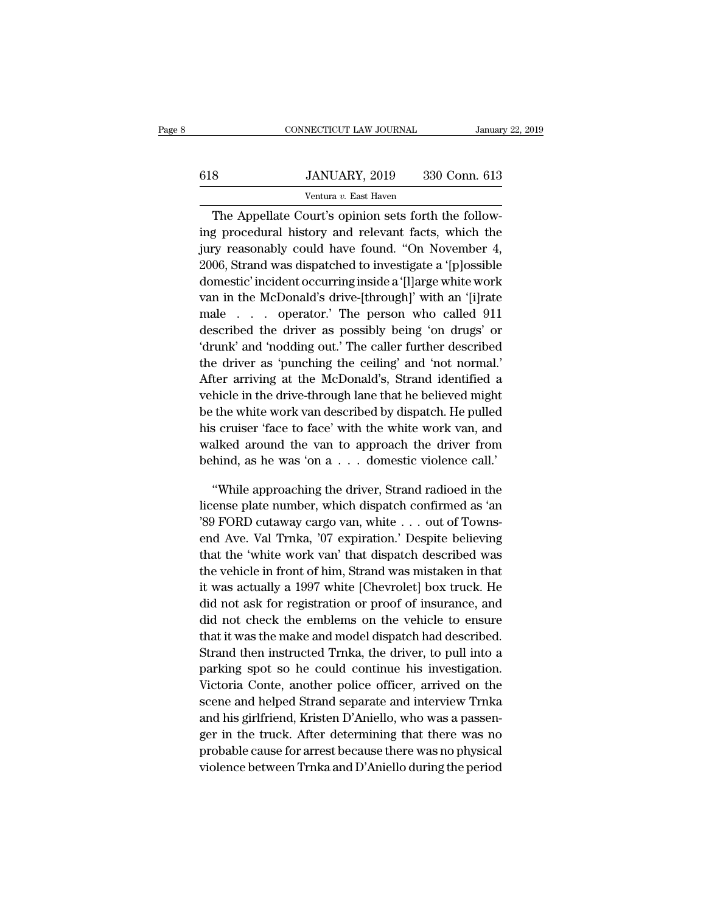The Appellate Court's opinion sets forth the following procedural history and relevant facts, which the jury reasonably could have found. "On November 4, 2006, Strand was dispatched to investigate a '[p]ossible domestic' incident occurring inside a '[l]arge white work van in the McDonald's drive-[through]' with an '[i]rate male . . . operator.' The person who called 911 described the driver as possibly being 'on drugs' or 'drunk' and 'nodding out.' The caller further described the driver as 'punching the ceiling' and 'not normal.' After arriving at the McDonald's, Strand identified a vehicle in the drive-through lane that he believed might be the white work van described by dispatch. He pulled his cruiser 'face to face' with the white work van, and walked around the van to approach the driver from behind, as he was 'on a . . . domestic violence call.'

"While approaching the driver, Strand radioed in the license plate number, which dispatch confirmed as 'an '89 FORD cutaway cargo van, white . . . out of Townsend Ave. Val Trnka, '07 expiration.' Despite believing that the 'white work van' that dispatch described was the vehicle in front of him, Strand was mistaken in that it was actually a 1997 white [Chevrolet] box truck. He did not ask for registration or proof of insurance, and did not check the emblems on the vehicle to ensure that it was the make and model dispatch had described. Strand then instructed Trnka, the driver, to pull into a parking spot so he could continue his investigation. Victoria Conte, another police officer, arrived on the scene and helped Strand separate and interview Trnka and his girlfriend, Kristen D'Aniello, who was a passenger in the truck. After determining that there was no probable cause for arrest because there was no physical violence between Trnka and D'Aniello during the period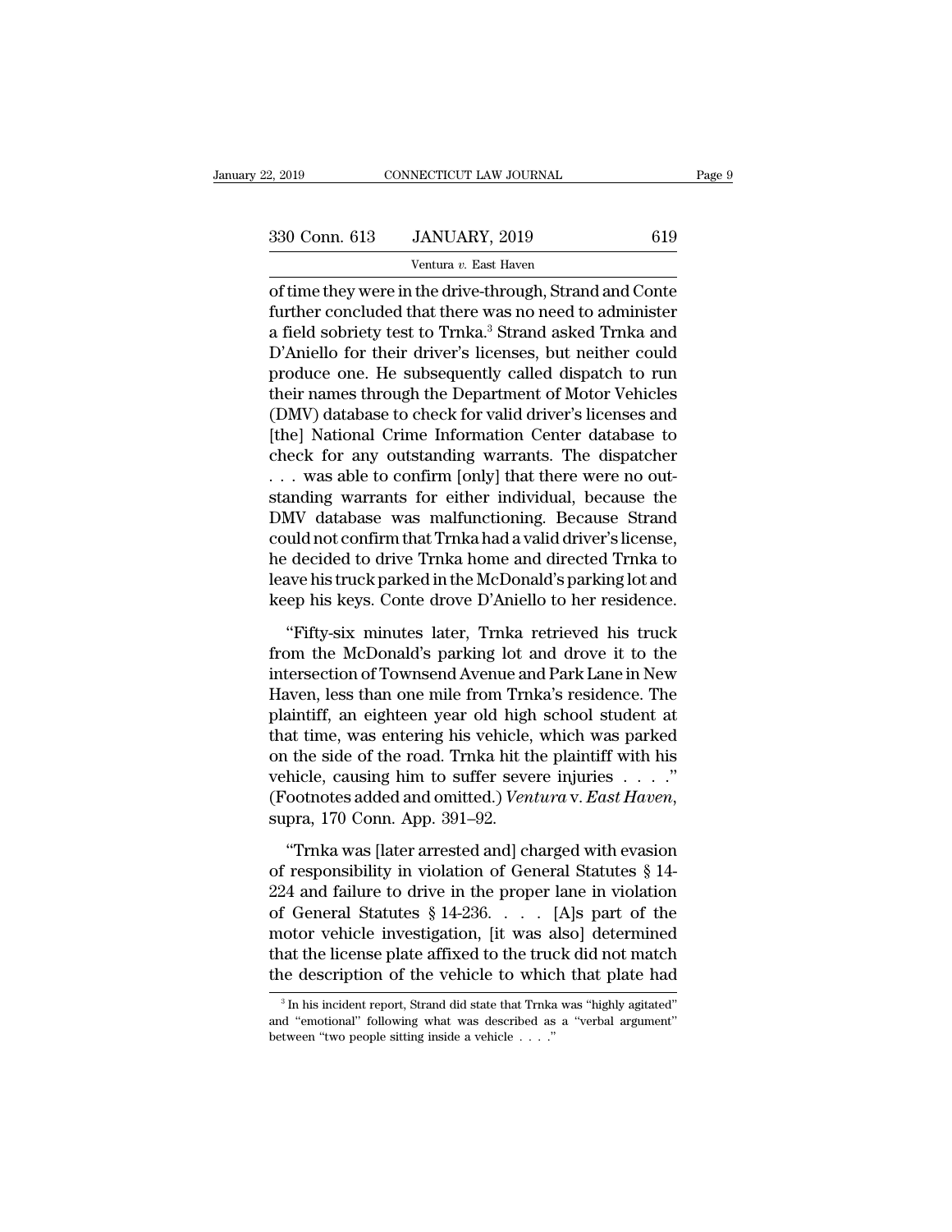of time they were in the drive-through, Strand and Conte further concluded that there was no need to administer a field sobriety test to Trnka.[3] Strand asked Trnka and D'Aniello for their driver's licenses, but neither could produce one. He subsequently called dispatch to run their names through the Department of Motor Vehicles (DMV) database to check for valid driver's licenses and [the] National Crime Information Center database to check for any outstanding warrants. The dispatcher . . . was able to confirm [only] that there were no outstanding warrants for either individual, because the DMV database was malfunctioning. Because Strand could not confirm that Trnka had a valid driver's license, he decided to drive Trnka home and directed Trnka to leave his truck parked in the McDonald's parking lot and keep his keys. Conte drove D'Aniello to her residence.

"Fifty-six minutes later, Trnka retrieved his truck from the McDonald's parking lot and drove it to the intersection of Townsend Avenue and Park Lane in New Haven, less than one mile from Trnka's residence. The plaintiff, an eighteen year old high school student at that time, was entering his vehicle, which was parked on the side of the road. Trnka hit the plaintiff with his vehicle, causing him to suffer severe injuries . . . ." (Footnotes added and omitted.) *Ventura* v. *East Haven*, supra, 170 Conn. App. 391–92.

"Trnka was [later arrested and] charged with evasion of responsibility in violation of General Statutes § 14-224 and failure to drive in the proper lane in violation of General Statutes § 14-236. . . . [A]s part of the motor vehicle investigation, [it was also] determined that the license plate affixed to the truck did not match the description of the vehicle to which that plate had

[3] In his incident report, Strand did state that Trnka was "highly agitated" and "emotional" following what was described as a "verbal argument" between "two people sitting inside a vehicle . . . ."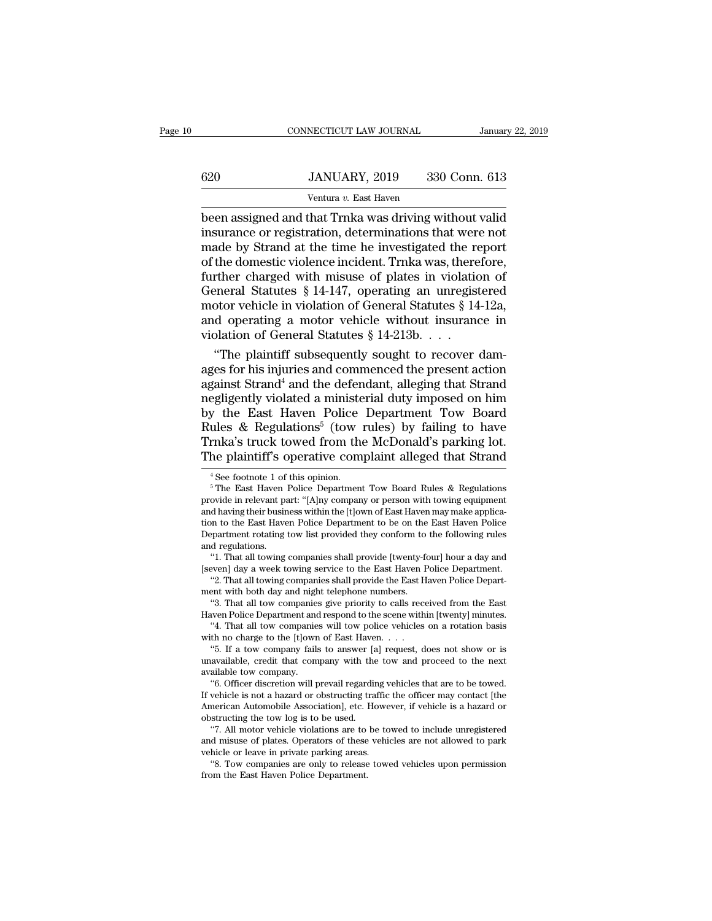been assigned and that Trnka was driving without valid insurance or registration, determinations that were not made by Strand at the time he investigated the report of the domestic violence incident. Trnka was, therefore, further charged with misuse of plates in violation of General Statutes § 14-147, operating an unregistered motor vehicle in violation of General Statutes § 14-12a, and operating a motor vehicle without insurance in violation of General Statutes § 14-213b. . . .

"The plaintiff subsequently sought to recover damages for his injuries and commenced the present action against Strand[4] and the defendant, alleging that Strand negligently violated a ministerial duty imposed on him by the East Haven Police Department Tow Board Rules & Regulations[5] (tow rules) by failing to have Trnka's truck towed from the McDonald's parking lot. The plaintiff's operative complaint alleged that Strand

---

[4] See footnote 1 of this opinion.

[5] The East Haven Police Department Tow Board Rules & Regulations provide in relevant part: "[A]ny company or person with towing equipment and having their business within the [t]own of East Haven may make application to the East Haven Police Department to be on the East Haven Police Department rotating tow list provided they conform to the following rules and regulations.

"1. That all towing companies shall provide [twenty-four] hour a day and [seven] day a week towing service to the East Haven Police Department.

"2. That all towing companies shall provide the East Haven Police Department with both day and night telephone numbers.

"3. That all tow companies give priority to calls received from the East Haven Police Department and respond to the scene within [twenty] minutes.

"4. That all tow companies will tow police vehicles on a rotation basis with no charge to the [t]own of East Haven. . . .

"5. If a tow company fails to answer [a] request, does not show or is unavailable, credit that company with the tow and proceed to the next available tow company.

"6. Officer discretion will prevail regarding vehicles that are to be towed. If vehicle is not a hazard or obstructing traffic the officer may contact [the American Automobile Association], etc. However, if vehicle is a hazard or obstructing the tow log is to be used.

"7. All motor vehicle violations are to be towed to include unregistered and misuse of plates. Operators of these vehicles are not allowed to park vehicle or leave in private parking areas.

"8. Tow companies are only to release towed vehicles upon permission from the East Haven Police Department.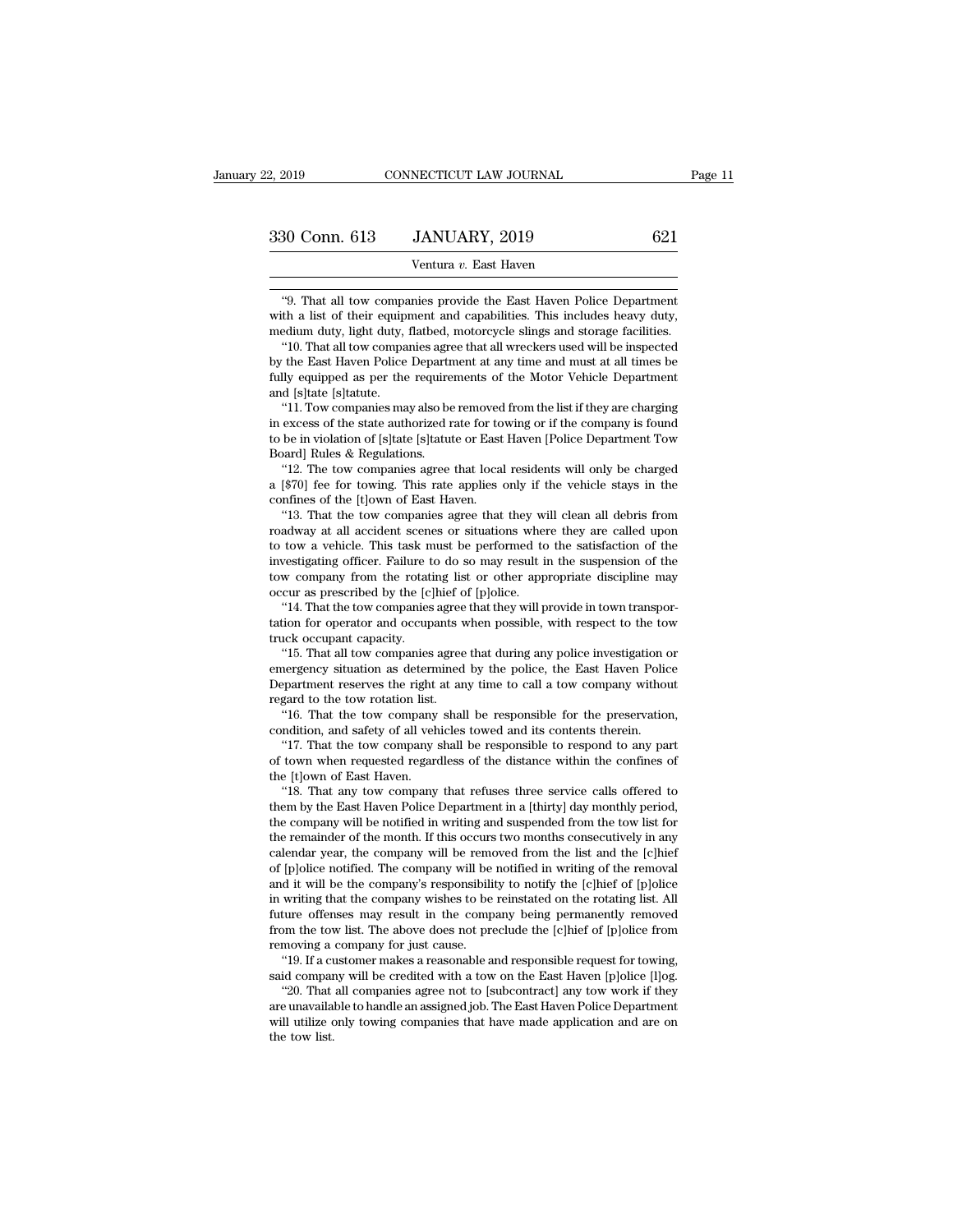"9. That all tow companies provide the East Haven Police Department with a list of their equipment and capabilities. This includes heavy duty, medium duty, light duty, flatbed, motorcycle slings and storage facilities.

"10. That all tow companies agree that all wreckers used will be inspected by the East Haven Police Department at any time and must at all times be fully equipped as per the requirements of the Motor Vehicle Department and [s]tate [s]tatute.

"11. Tow companies may also be removed from the list if they are charging in excess of the state authorized rate for towing or if the company is found to be in violation of [s]tate [s]tatute or East Haven [Police Department Tow Board] Rules & Regulations.

"12. The tow companies agree that local residents will only be charged a [$70] fee for towing. This rate applies only if the vehicle stays in the confines of the [t]own of East Haven.

"13. That the tow companies agree that they will clean all debris from roadway at all accident scenes or situations where they are called upon to tow a vehicle. This task must be performed to the satisfaction of the investigating officer. Failure to do so may result in the suspension of the tow company from the rotating list or other appropriate discipline may occur as prescribed by the [c]hief of [p]olice.

"14. That the tow companies agree that they will provide in town transportation for operator and occupants when possible, with respect to the tow truck occupant capacity.

"15. That all tow companies agree that during any police investigation or emergency situation as determined by the police, the East Haven Police Department reserves the right at any time to call a tow company without regard to the tow rotation list.

"16. That the tow company shall be responsible for the preservation, condition, and safety of all vehicles towed and its contents therein.

"17. That the tow company shall be responsible to respond to any part of town when requested regardless of the distance within the confines of the [t]own of East Haven.

"18. That any tow company that refuses three service calls offered to them by the East Haven Police Department in a [thirty] day monthly period, the company will be notified in writing and suspended from the tow list for the remainder of the month. If this occurs two months consecutively in any calendar year, the company will be removed from the list and the [c]hief of [p]olice notified. The company will be notified in writing of the removal and it will be the company's responsibility to notify the [c]hief of [p]olice in writing that the company wishes to be reinstated on the rotating list. All future offenses may result in the company being permanently removed from the tow list. The above does not preclude the [c]hief of [p]olice from removing a company for just cause.

"19. If a customer makes a reasonable and responsible request for towing, said company will be credited with a tow on the East Haven [p]olice [l]og.

"20. That all companies agree not to [subcontract] any tow work if they are unavailable to handle an assigned job. The East Haven Police Department will utilize only towing companies that have made application and are on the tow list.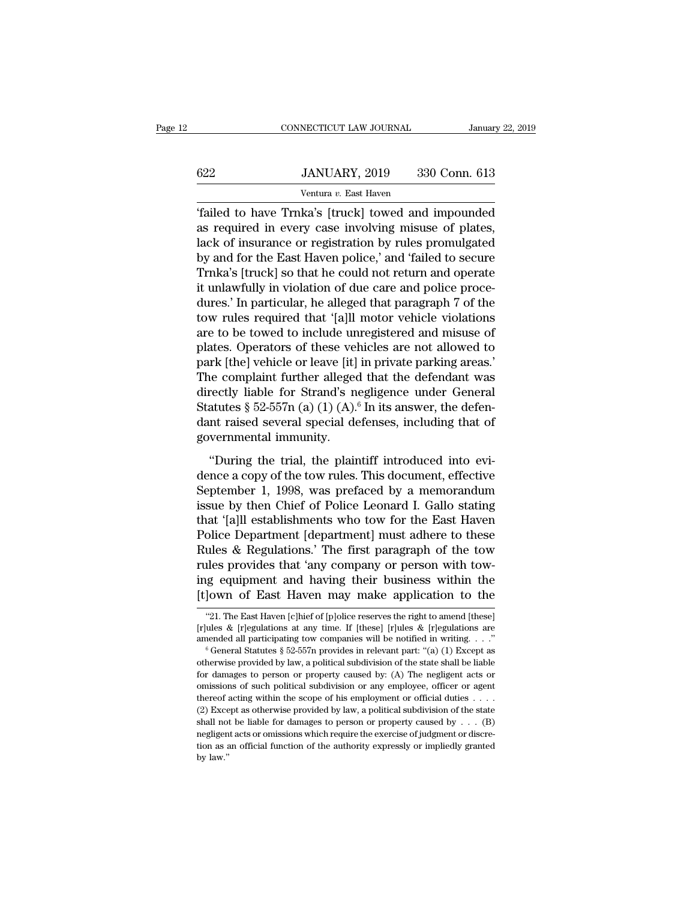'failed to have Trnka's [truck] towed and impounded as required in every case involving misuse of plates, lack of insurance or registration by rules promulgated by and for the East Haven police,' and 'failed to secure Trnka's [truck] so that he could not return and operate it unlawfully in violation of due care and police procedures.' In particular, he alleged that paragraph 7 of the tow rules required that '[a]ll motor vehicle violations are to be towed to include unregistered and misuse of plates. Operators of these vehicles are not allowed to park [the] vehicle or leave [it] in private parking areas.' The complaint further alleged that the defendant was directly liable for Strand's negligence under General Statutes § 52-557n (a) (1) (A).[6] In its answer, the defendant raised several special defenses, including that of governmental immunity.

"During the trial, the plaintiff introduced into evidence a copy of the tow rules. This document, effective September 1, 1998, was prefaced by a memorandum issue by then Chief of Police Leonard I. Gallo stating that '[a]ll establishments who tow for the East Haven Police Department [department] must adhere to these Rules & Regulations.' The first paragraph of the tow rules provides that 'any company or person with towing equipment and having their business within the [t]own of East Haven may make application to the

---

"21. The East Haven [c]hief of [p]olice reserves the right to amend [these] [r]ules & [r]egulations at any time. If [these] [r]ules & [r]egulations are amended all participating tow companies will be notified in writing. . . ."

[6] General Statutes § 52-557n provides in relevant part: "(a) (1) Except as otherwise provided by law, a political subdivision of the state shall be liable for damages to person or property caused by: (A) The negligent acts or omissions of such political subdivision or any employee, officer or agent thereof acting within the scope of his employment or official duties . . . . (2) Except as otherwise provided by law, a political subdivision of the state shall not be liable for damages to person or property caused by . . . (B) negligent acts or omissions which require the exercise of judgment or discretion as an official function of the authority expressly or impliedly granted by law."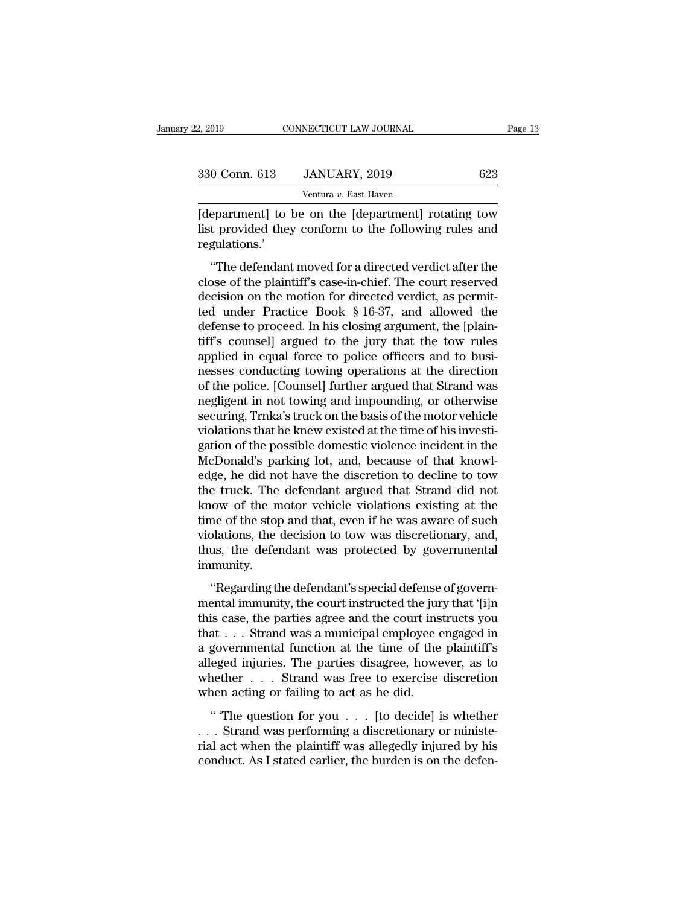[department] to be on the [department] rotating tow list provided they conform to the following rules and regulations.'

"The defendant moved for a directed verdict after the close of the plaintiff's case-in-chief. The court reserved decision on the motion for directed verdict, as permitted under Practice Book § 16-37, and allowed the defense to proceed. In his closing argument, the [plaintiff's counsel] argued to the jury that the tow rules applied in equal force to police officers and to businesses conducting towing operations at the direction of the police. [Counsel] further argued that Strand was negligent in not towing and impounding, or otherwise securing, Trnka's truck on the basis of the motor vehicle violations that he knew existed at the time of his investigation of the possible domestic violence incident in the McDonald's parking lot, and, because of that knowledge, he did not have the discretion to decline to tow the truck. The defendant argued that Strand did not know of the motor vehicle violations existing at the time of the stop and that, even if he was aware of such violations, the decision to tow was discretionary, and, thus, the defendant was protected by governmental immunity.

"Regarding the defendant's special defense of governmental immunity, the court instructed the jury that '[i]n this case, the parties agree and the court instructs you that . . . Strand was a municipal employee engaged in a governmental function at the time of the plaintiff's alleged injuries. The parties disagree, however, as to whether . . . Strand was free to exercise discretion when acting or failing to act as he did.

" 'The question for you . . . [to decide] is whether . . . Strand was performing a discretionary or ministerial act when the plaintiff was allegedly injured by his conduct. As I stated earlier, the burden is on the defen-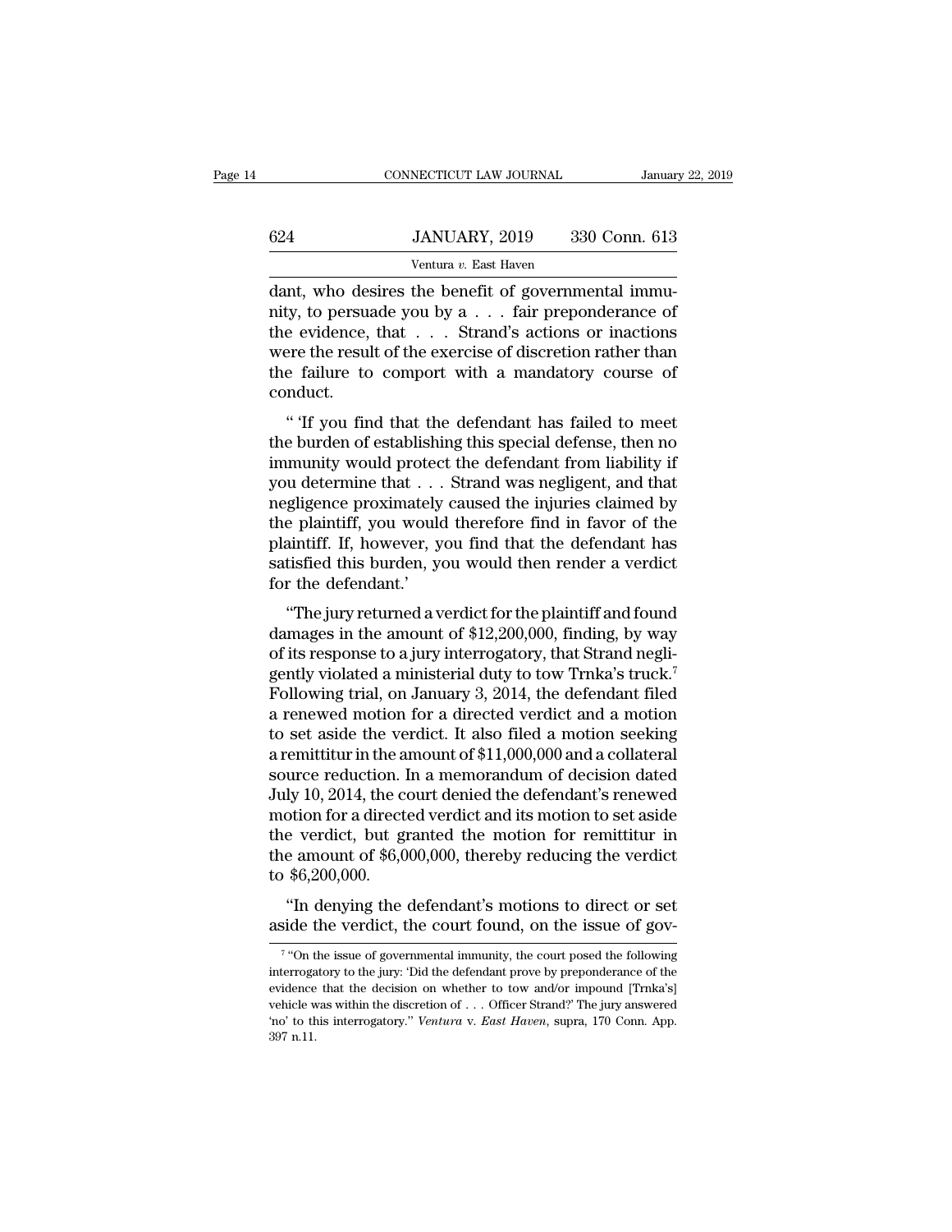dant, who desires the benefit of governmental immunity, to persuade you by a . . . fair preponderance of the evidence, that . . . Strand's actions or inactions were the result of the exercise of discretion rather than the failure to comport with a mandatory course of conduct.

" 'If you find that the defendant has failed to meet the burden of establishing this special defense, then no immunity would protect the defendant from liability if you determine that . . . Strand was negligent, and that negligence proximately caused the injuries claimed by the plaintiff, you would therefore find in favor of the plaintiff. If, however, you find that the defendant has satisfied this burden, you would then render a verdict for the defendant.'

"The jury returned a verdict for the plaintiff and found damages in the amount of $12,200,000, finding, by way of its response to a jury interrogatory, that Strand negligently violated a ministerial duty to tow Trnka's truck.[7] Following trial, on January 3, 2014, the defendant filed a renewed motion for a directed verdict and a motion to set aside the verdict. It also filed a motion seeking a remittitur in the amount of $11,000,000 and a collateral source reduction. In a memorandum of decision dated July 10, 2014, the court denied the defendant's renewed motion for a directed verdict and its motion to set aside the verdict, but granted the motion for remittitur in the amount of $6,000,000, thereby reducing the verdict to $6,200,000.

"In denying the defendant's motions to direct or set aside the verdict, the court found, on the issue of gov-

[7] "On the issue of governmental immunity, the court posed the following interrogatory to the jury: 'Did the defendant prove by preponderance of the evidence that the decision on whether to tow and/or impound [Trnka's] vehicle was within the discretion of . . . Officer Strand?' The jury answered 'no' to this interrogatory." *Ventura* v. *East Haven*, supra, 170 Conn. App. 397 n.11.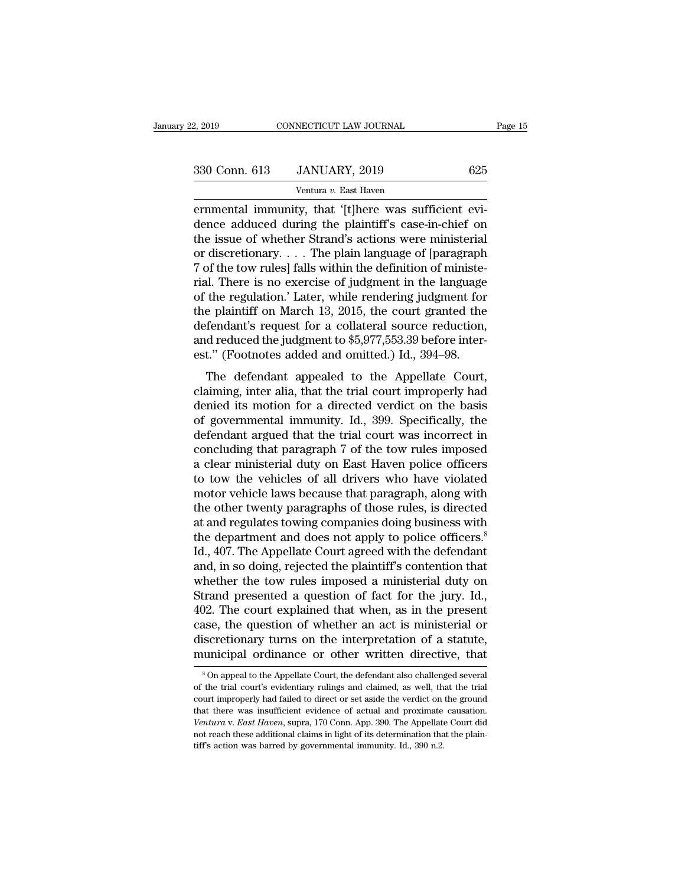ernmental immunity, that '[t]here was sufficient evidence adduced during the plaintiff's case-in-chief on the issue of whether Strand's actions were ministerial or discretionary. . . . The plain language of [paragraph 7 of the tow rules] falls within the definition of ministerial. There is no exercise of judgment in the language of the regulation.' Later, while rendering judgment for the plaintiff on March 13, 2015, the court granted the defendant's request for a collateral source reduction, and reduced the judgment to $5,977,553.39 before interest." (Footnotes added and omitted.) Id., 394–98.

The defendant appealed to the Appellate Court, claiming, inter alia, that the trial court improperly had denied its motion for a directed verdict on the basis of governmental immunity. Id., 399. Specifically, the defendant argued that the trial court was incorrect in concluding that paragraph 7 of the tow rules imposed a clear ministerial duty on East Haven police officers to tow the vehicles of all drivers who have violated motor vehicle laws because that paragraph, along with the other twenty paragraphs of those rules, is directed at and regulates towing companies doing business with the department and does not apply to police officers.[8] Id., 407. The Appellate Court agreed with the defendant and, in so doing, rejected the plaintiff's contention that whether the tow rules imposed a ministerial duty on Strand presented a question of fact for the jury. Id., 402. The court explained that when, as in the present case, the question of whether an act is ministerial or discretionary turns on the interpretation of a statute, municipal ordinance or other written directive, that

[8] On appeal to the Appellate Court, the defendant also challenged several of the trial court's evidentiary rulings and claimed, as well, that the trial court improperly had failed to direct or set aside the verdict on the ground that there was insufficient evidence of actual and proximate causation. *Ventura* v. *East Haven*, supra, 170 Conn. App. 390. The Appellate Court did not reach these additional claims in light of its determination that the plaintiff's action was barred by governmental immunity. Id., 390 n.2.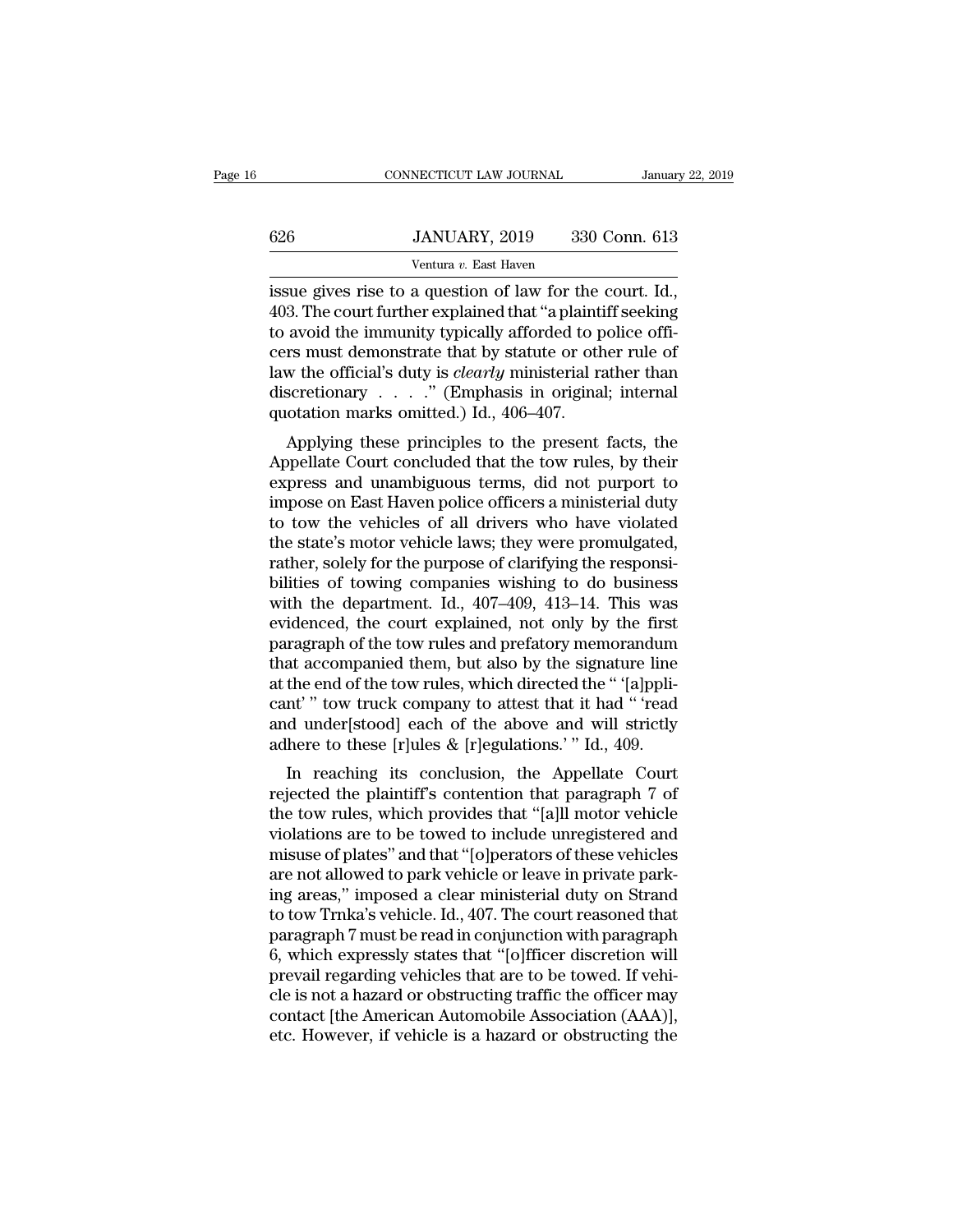issue gives rise to a question of law for the court. Id., 403. The court further explained that "a plaintiff seeking to avoid the immunity typically afforded to police officers must demonstrate that by statute or other rule of law the official's duty is *clearly* ministerial rather than discretionary . . . ." (Emphasis in original; internal quotation marks omitted.) Id., 406–407.

Applying these principles to the present facts, the Appellate Court concluded that the tow rules, by their express and unambiguous terms, did not purport to impose on East Haven police officers a ministerial duty to tow the vehicles of all drivers who have violated the state's motor vehicle laws; they were promulgated, rather, solely for the purpose of clarifying the responsibilities of towing companies wishing to do business with the department. Id., 407–409, 413–14. This was evidenced, the court explained, not only by the first paragraph of the tow rules and prefatory memorandum that accompanied them, but also by the signature line at the end of the tow rules, which directed the " '[a]pplicant' " tow truck company to attest that it had " 'read and under[stood] each of the above and will strictly adhere to these [r]ules & [r]egulations.' " Id., 409.

In reaching its conclusion, the Appellate Court rejected the plaintiff's contention that paragraph 7 of the tow rules, which provides that "[a]ll motor vehicle violations are to be towed to include unregistered and misuse of plates" and that "[o]perators of these vehicles are not allowed to park vehicle or leave in private parking areas," imposed a clear ministerial duty on Strand to tow Trnka's vehicle. Id., 407. The court reasoned that paragraph 7 must be read in conjunction with paragraph 6, which expressly states that "[o]fficer discretion will prevail regarding vehicles that are to be towed. If vehicle is not a hazard or obstructing traffic the officer may contact [the American Automobile Association (AAA)], etc. However, if vehicle is a hazard or obstructing the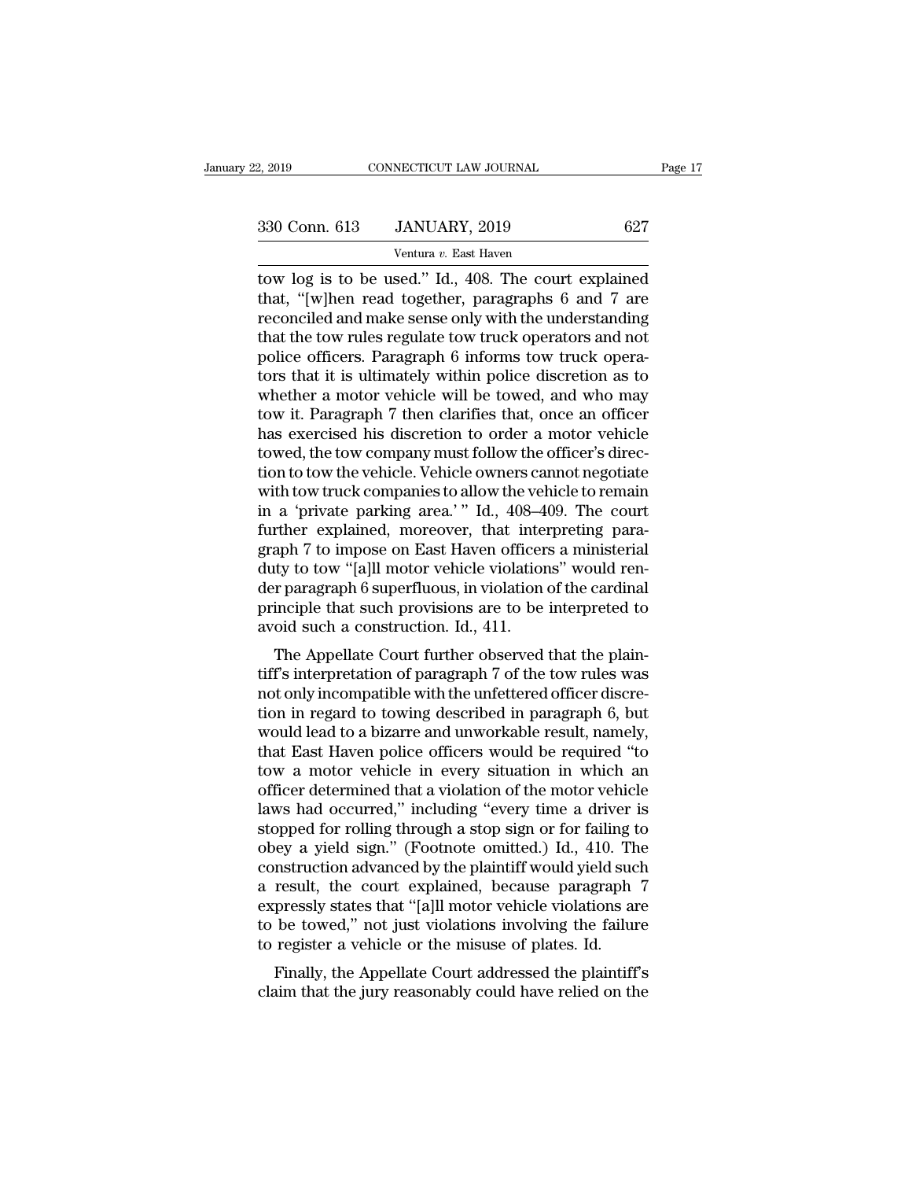tow log is to be used." Id., 408. The court explained that, "[w]hen read together, paragraphs 6 and 7 are reconciled and make sense only with the understanding that the tow rules regulate tow truck operators and not police officers. Paragraph 6 informs tow truck operators that it is ultimately within police discretion as to whether a motor vehicle will be towed, and who may tow it. Paragraph 7 then clarifies that, once an officer has exercised his discretion to order a motor vehicle towed, the tow company must follow the officer's direction to tow the vehicle. Vehicle owners cannot negotiate with tow truck companies to allow the vehicle to remain in a 'private parking area.' " Id., 408–409. The court further explained, moreover, that interpreting paragraph 7 to impose on East Haven officers a ministerial duty to tow "[a]ll motor vehicle violations" would render paragraph 6 superfluous, in violation of the cardinal principle that such provisions are to be interpreted to avoid such a construction. Id., 411.

The Appellate Court further observed that the plaintiff's interpretation of paragraph 7 of the tow rules was not only incompatible with the unfettered officer discretion in regard to towing described in paragraph 6, but would lead to a bizarre and unworkable result, namely, that East Haven police officers would be required "to tow a motor vehicle in every situation in which an officer determined that a violation of the motor vehicle laws had occurred," including "every time a driver is stopped for rolling through a stop sign or for failing to obey a yield sign." (Footnote omitted.) Id., 410. The construction advanced by the plaintiff would yield such a result, the court explained, because paragraph 7 expressly states that "[a]ll motor vehicle violations are to be towed," not just violations involving the failure to register a vehicle or the misuse of plates. Id.

Finally, the Appellate Court addressed the plaintiff's claim that the jury reasonably could have relied on the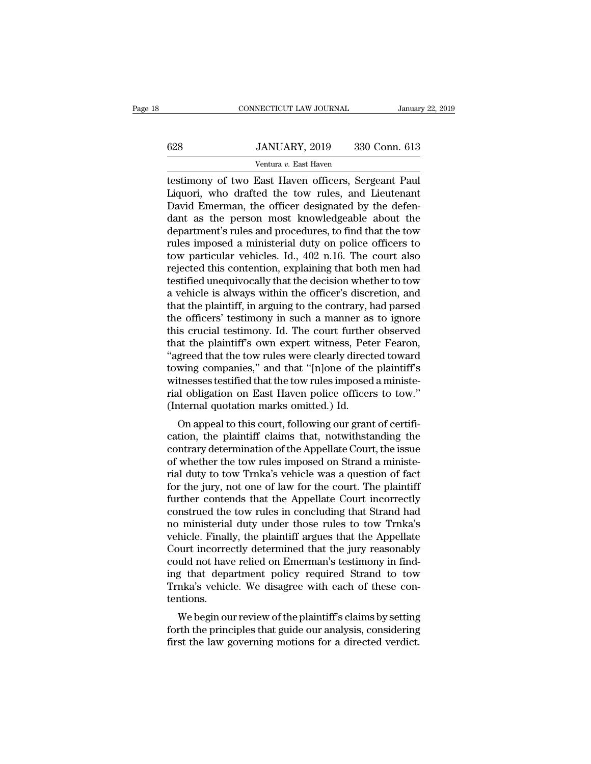testimony of two East Haven officers, Sergeant Paul Liquori, who drafted the tow rules, and Lieutenant David Emerman, the officer designated by the defendant as the person most knowledgeable about the department's rules and procedures, to find that the tow rules imposed a ministerial duty on police officers to tow particular vehicles. Id., 402 n.16. The court also rejected this contention, explaining that both men had testified unequivocally that the decision whether to tow a vehicle is always within the officer's discretion, and that the plaintiff, in arguing to the contrary, had parsed the officers' testimony in such a manner as to ignore this crucial testimony. Id. The court further observed that the plaintiff's own expert witness, Peter Fearon, "agreed that the tow rules were clearly directed toward towing companies," and that "[n]one of the plaintiff's witnesses testified that the tow rules imposed a ministerial obligation on East Haven police officers to tow." (Internal quotation marks omitted.) Id.

On appeal to this court, following our grant of certification, the plaintiff claims that, notwithstanding the contrary determination of the Appellate Court, the issue of whether the tow rules imposed on Strand a ministerial duty to tow Trnka's vehicle was a question of fact for the jury, not one of law for the court. The plaintiff further contends that the Appellate Court incorrectly construed the tow rules in concluding that Strand had no ministerial duty under those rules to tow Trnka's vehicle. Finally, the plaintiff argues that the Appellate Court incorrectly determined that the jury reasonably could not have relied on Emerman's testimony in finding that department policy required Strand to tow Trnka's vehicle. We disagree with each of these contentions.

We begin our review of the plaintiff's claims by setting forth the principles that guide our analysis, considering first the law governing motions for a directed verdict.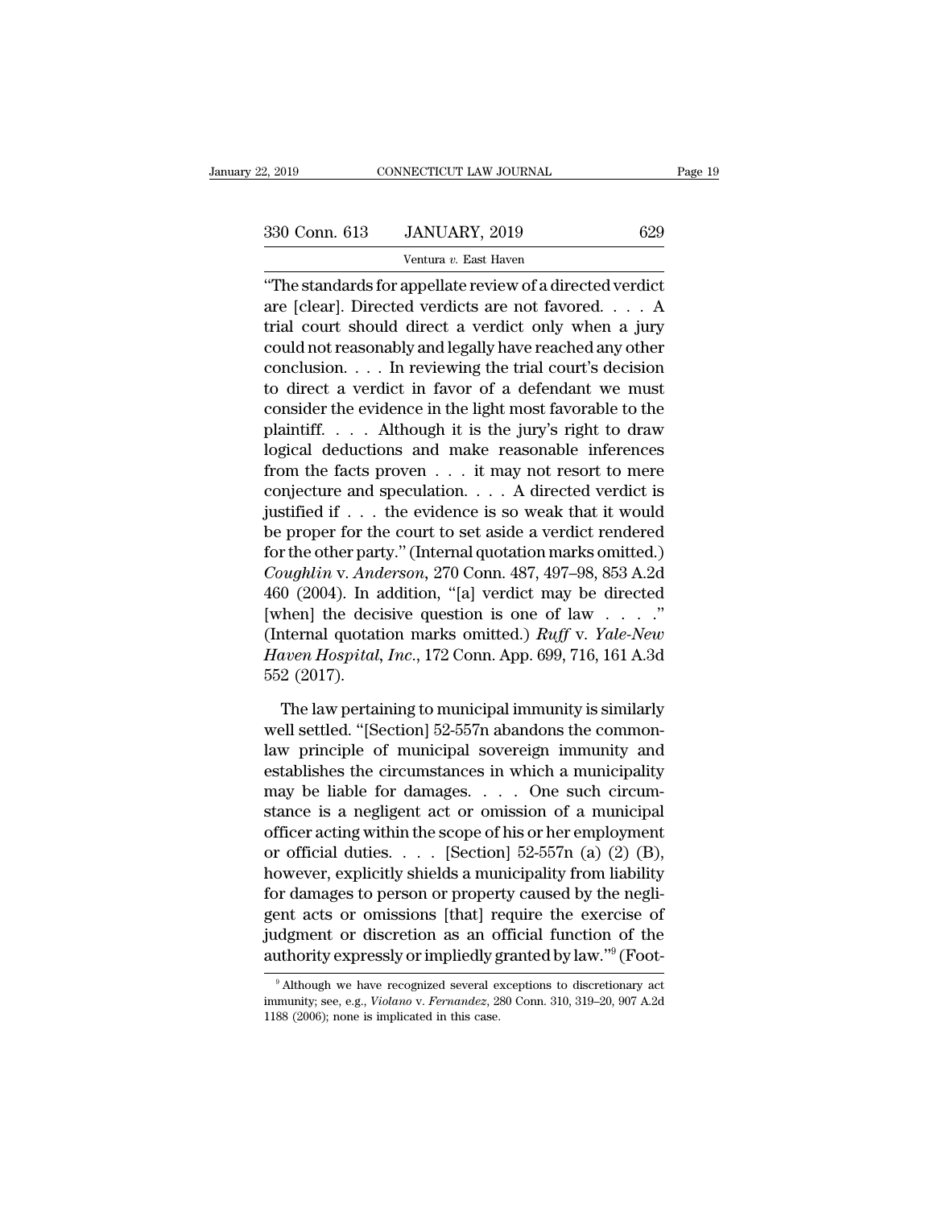"The standards for appellate review of a directed verdict are [clear]. Directed verdicts are not favored. . . . A trial court should direct a verdict only when a jury could not reasonably and legally have reached any other conclusion. . . . In reviewing the trial court's decision to direct a verdict in favor of a defendant we must consider the evidence in the light most favorable to the plaintiff. . . . Although it is the jury's right to draw logical deductions and make reasonable inferences from the facts proven . . . it may not resort to mere conjecture and speculation. . . . A directed verdict is justified if . . . the evidence is so weak that it would be proper for the court to set aside a verdict rendered for the other party." (Internal quotation marks omitted.) *Coughlin* v. *Anderson*, 270 Conn. 487, 497–98, 853 A.2d 460 (2004). In addition, "[a] verdict may be directed [when] the decisive question is one of law . . . ." (Internal quotation marks omitted.) *Ruff* v. *Yale-New Haven Hospital, Inc.*, 172 Conn. App. 699, 716, 161 A.3d 552 (2017).

The law pertaining to municipal immunity is similarly well settled. "[Section] 52-557n abandons the common-law principle of municipal sovereign immunity and establishes the circumstances in which a municipality may be liable for damages. . . . One such circumstance is a negligent act or omission of a municipal officer acting within the scope of his or her employment or official duties. . . . [Section] 52-557n (a) (2) (B), however, explicitly shields a municipality from liability for damages to person or property caused by the negligent acts or omissions [that] require the exercise of judgment or discretion as an official function of the authority expressly or impliedly granted by law."[9] (Foot-

[9] Although we have recognized several exceptions to discretionary act immunity; see, e.g., *Violano* v. *Fernandez*, 280 Conn. 310, 319–20, 907 A.2d 1188 (2006); none is implicated in this case.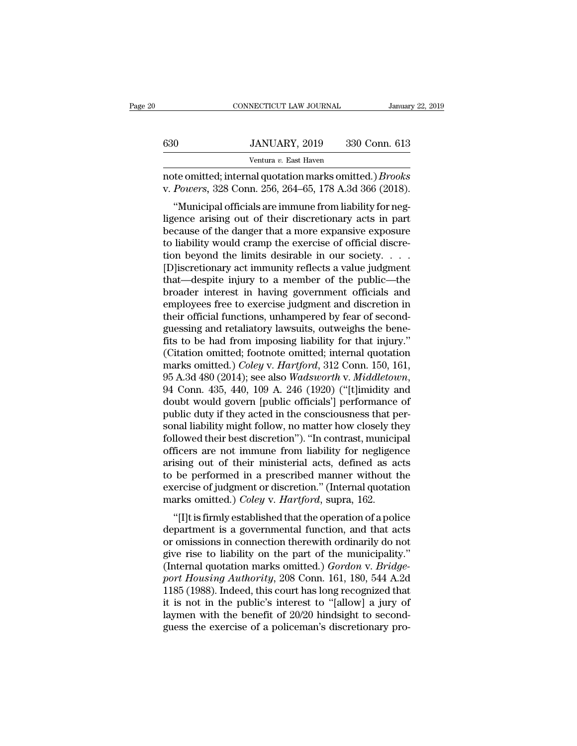note omitted; internal quotation marks omitted.) *Brooks* v. *Powers*, 328 Conn. 256, 264–65, 178 A.3d 366 (2018).

"Municipal officials are immune from liability for negligence arising out of their discretionary acts in part because of the danger that a more expansive exposure to liability would cramp the exercise of official discretion beyond the limits desirable in our society. . . . [D]iscretionary act immunity reflects a value judgment that—despite injury to a member of the public—the broader interest in having government officials and employees free to exercise judgment and discretion in their official functions, unhampered by fear of second-guessing and retaliatory lawsuits, outweighs the benefits to be had from imposing liability for that injury." (Citation omitted; footnote omitted; internal quotation marks omitted.) *Coley* v. *Hartford*, 312 Conn. 150, 161, 95 A.3d 480 (2014); see also *Wadsworth* v. *Middletown*, 94 Conn. 435, 440, 109 A. 246 (1920) ("[t]imidity and doubt would govern [public officials'] performance of public duty if they acted in the consciousness that personal liability might follow, no matter how closely they followed their best discretion"). "In contrast, municipal officers are not immune from liability for negligence arising out of their ministerial acts, defined as acts to be performed in a prescribed manner without the exercise of judgment or discretion." (Internal quotation marks omitted.) *Coley* v. *Hartford*, supra, 162.

"[I]t is firmly established that the operation of a police department is a governmental function, and that acts or omissions in connection therewith ordinarily do not give rise to liability on the part of the municipality." (Internal quotation marks omitted.) *Gordon* v. *Bridgeport Housing Authority*, 208 Conn. 161, 180, 544 A.2d 1185 (1988). Indeed, this court has long recognized that it is not in the public's interest to "[allow] a jury of laymen with the benefit of 20/20 hindsight to second-guess the exercise of a policeman's discretionary pro-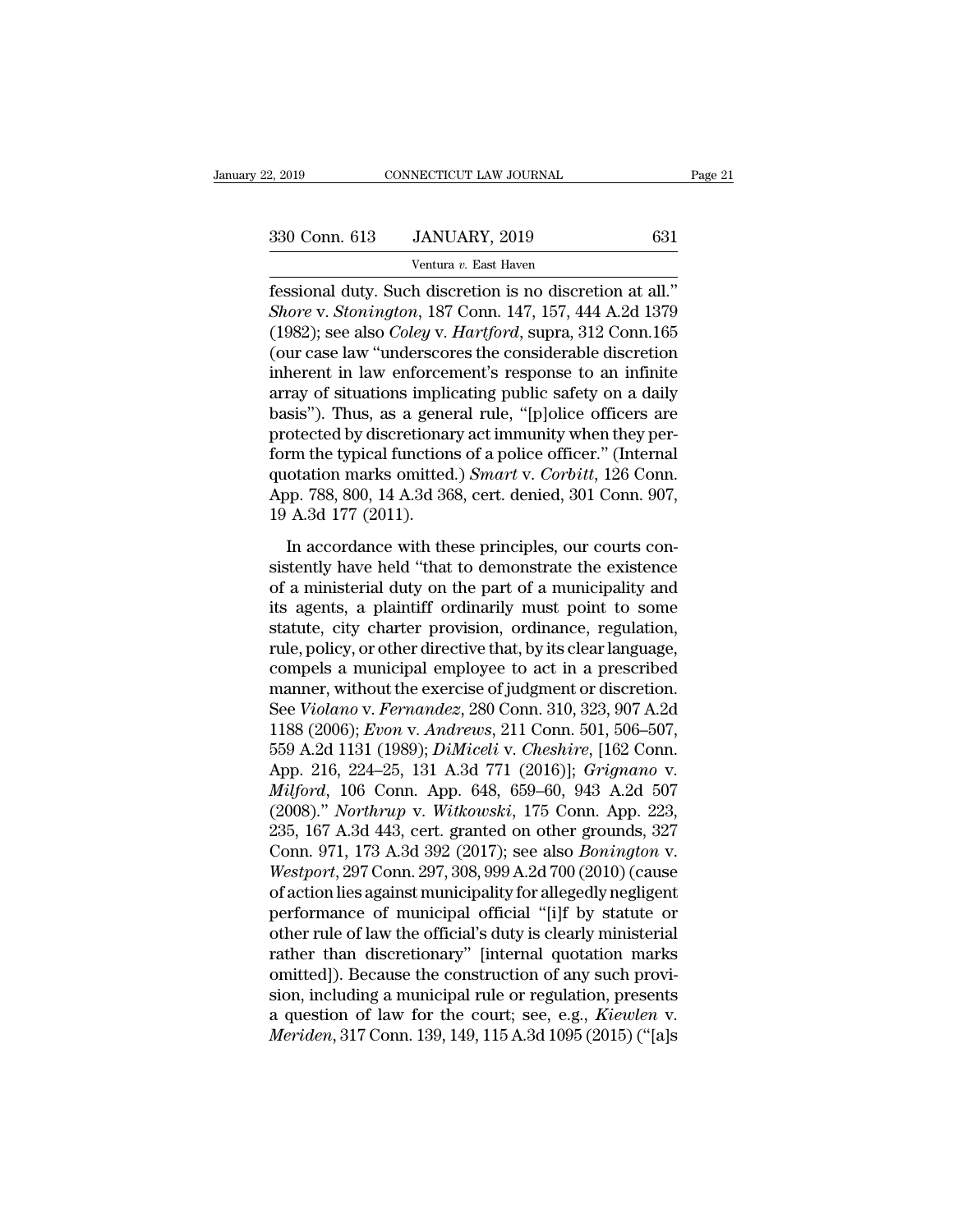fessional duty. Such discretion is no discretion at all." *Shore* v. *Stonington*, 187 Conn. 147, 157, 444 A.2d 1379 (1982); see also *Coley* v. *Hartford*, supra, 312 Conn.165 (our case law "underscores the considerable discretion inherent in law enforcement's response to an infinite array of situations implicating public safety on a daily basis"). Thus, as a general rule, "[p]olice officers are protected by discretionary act immunity when they perform the typical functions of a police officer." (Internal quotation marks omitted.) *Smart* v. *Corbitt*, 126 Conn. App. 788, 800, 14 A.3d 368, cert. denied, 301 Conn. 907, 19 A.3d 177 (2011).

In accordance with these principles, our courts consistently have held "that to demonstrate the existence of a ministerial duty on the part of a municipality and its agents, a plaintiff ordinarily must point to some statute, city charter provision, ordinance, regulation, rule, policy, or other directive that, by its clear language, compels a municipal employee to act in a prescribed manner, without the exercise of judgment or discretion. See *Violano* v. *Fernandez*, 280 Conn. 310, 323, 907 A.2d 1188 (2006); *Evon* v. *Andrews*, 211 Conn. 501, 506–507, 559 A.2d 1131 (1989); *DiMiceli* v. *Cheshire*, [162 Conn. App. 216, 224–25, 131 A.3d 771 (2016)]; *Grignano* v. *Milford*, 106 Conn. App. 648, 659–60, 943 A.2d 507 (2008)." *Northrup* v. *Witkowski*, 175 Conn. App. 223, 235, 167 A.3d 443, cert. granted on other grounds, 327 Conn. 971, 173 A.3d 392 (2017); see also *Bonington* v. *Westport*, 297 Conn. 297, 308, 999 A.2d 700 (2010) (cause of action lies against municipality for allegedly negligent performance of municipal official "[i]f by statute or other rule of law the official's duty is clearly ministerial rather than discretionary" [internal quotation marks omitted]). Because the construction of any such provision, including a municipal rule or regulation, presents a question of law for the court; see, e.g., *Kiewlen* v. *Meriden*, 317 Conn. 139, 149, 115 A.3d 1095 (2015) ("[a]s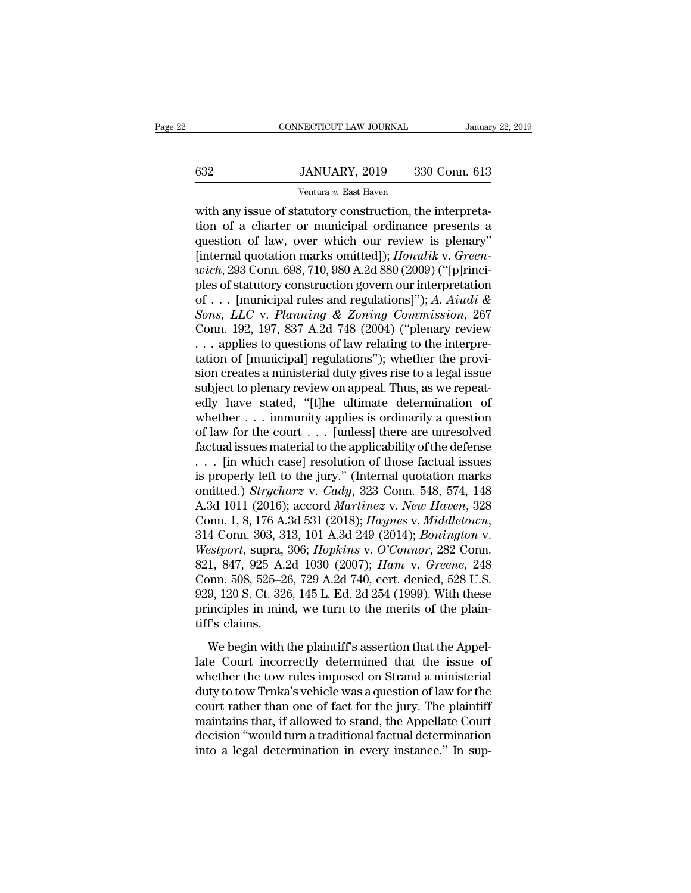with any issue of statutory construction, the interpretation of a charter or municipal ordinance presents a question of law, over which our review is plenary" [internal quotation marks omitted]); *Honulik* v. *Greenwich*, 293 Conn. 698, 710, 980 A.2d 880 (2009) ("[p]rinciples of statutory construction govern our interpretation of . . . [municipal rules and regulations]"); *A. Aiudi & Sons, LLC* v. *Planning & Zoning Commission*, 267 Conn. 192, 197, 837 A.2d 748 (2004) ("plenary review . . . applies to questions of law relating to the interpretation of [municipal] regulations"); whether the provision creates a ministerial duty gives rise to a legal issue subject to plenary review on appeal. Thus, as we repeatedly have stated, "[t]he ultimate determination of whether . . . immunity applies is ordinarily a question of law for the court . . . [unless] there are unresolved factual issues material to the applicability of the defense . . . [in which case] resolution of those factual issues is properly left to the jury." (Internal quotation marks omitted.) *Strycharz* v. *Cady*, 323 Conn. 548, 574, 148 A.3d 1011 (2016); accord *Martinez* v. *New Haven*, 328 Conn. 1, 8, 176 A.3d 531 (2018); *Haynes* v. *Middletown*, 314 Conn. 303, 313, 101 A.3d 249 (2014); *Bonington* v. *Westport*, supra, 306; *Hopkins* v. *O'Connor*, 282 Conn. 821, 847, 925 A.2d 1030 (2007); *Ham* v. *Greene*, 248 Conn. 508, 525–26, 729 A.2d 740, cert. denied, 528 U.S. 929, 120 S. Ct. 326, 145 L. Ed. 2d 254 (1999). With these principles in mind, we turn to the merits of the plaintiff's claims.

We begin with the plaintiff's assertion that the Appellate Court incorrectly determined that the issue of whether the tow rules imposed on Strand a ministerial duty to tow Trnka's vehicle was a question of law for the court rather than one of fact for the jury. The plaintiff maintains that, if allowed to stand, the Appellate Court decision "would turn a traditional factual determination into a legal determination in every instance." In sup-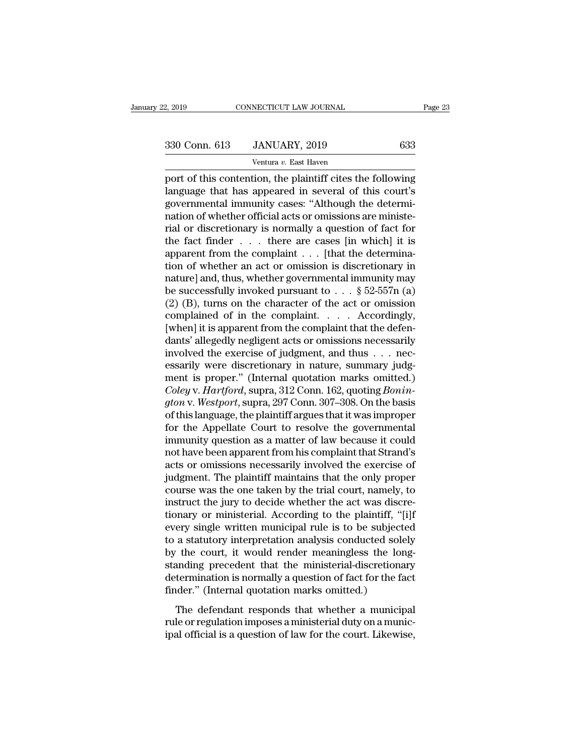port of this contention, the plaintiff cites the following language that has appeared in several of this court's governmental immunity cases: "Although the determination of whether official acts or omissions are ministerial or discretionary is normally a question of fact for the fact finder . . . there are cases [in which] it is apparent from the complaint . . . [that the determination of whether an act or omission is discretionary in nature] and, thus, whether governmental immunity may be successfully invoked pursuant to . . . § 52-557n (a) (2) (B), turns on the character of the act or omission complained of in the complaint. . . . Accordingly, [when] it is apparent from the complaint that the defendants' allegedly negligent acts or omissions necessarily involved the exercise of judgment, and thus . . . necessarily were discretionary in nature, summary judgment is proper." (Internal quotation marks omitted.) *Coley* v. *Hartford*, supra, 312 Conn. 162, quoting *Bonington* v. *Westport*, supra, 297 Conn. 307–308. On the basis of this language, the plaintiff argues that it was improper for the Appellate Court to resolve the governmental immunity question as a matter of law because it could not have been apparent from his complaint that Strand's acts or omissions necessarily involved the exercise of judgment. The plaintiff maintains that the only proper course was the one taken by the trial court, namely, to instruct the jury to decide whether the act was discretionary or ministerial. According to the plaintiff, "[i]f every single written municipal rule is to be subjected to a statutory interpretation analysis conducted solely by the court, it would render meaningless the longstanding precedent that the ministerial-discretionary determination is normally a question of fact for the fact finder." (Internal quotation marks omitted.)

The defendant responds that whether a municipal rule or regulation imposes a ministerial duty on a municipal official is a question of law for the court. Likewise,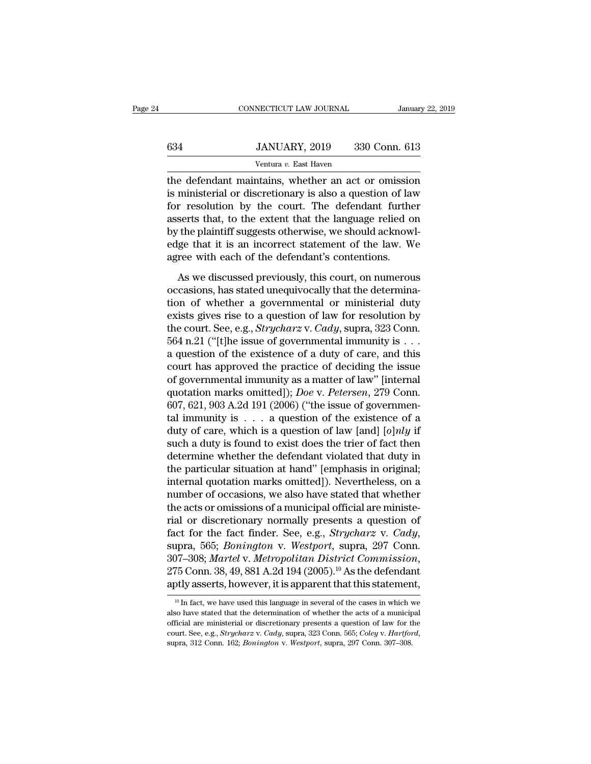the defendant maintains, whether an act or omission is ministerial or discretionary is also a question of law for resolution by the court. The defendant further asserts that, to the extent that the language relied on by the plaintiff suggests otherwise, we should acknowledge that it is an incorrect statement of the law. We agree with each of the defendant's contentions.

As we discussed previously, this court, on numerous occasions, has stated unequivocally that the determination of whether a governmental or ministerial duty exists gives rise to a question of law for resolution by the court. See, e.g., *Strycharz* v. *Cady*, supra, 323 Conn. 564 n.21 ("[t]he issue of governmental immunity is . . . a question of the existence of a duty of care, and this court has approved the practice of deciding the issue of governmental immunity as a matter of law" [internal quotation marks omitted]); *Doe* v. *Petersen*, 279 Conn. 607, 621, 903 A.2d 191 (2006) ("the issue of governmental immunity is . . . a question of the existence of a duty of care, which is a question of law [and] [*o*]*nly* if such a duty is found to exist does the trier of fact then determine whether the defendant violated that duty in the particular situation at hand" [emphasis in original; internal quotation marks omitted]). Nevertheless, on a number of occasions, we also have stated that whether the acts or omissions of a municipal official are ministerial or discretionary normally presents a question of fact for the fact finder. See, e.g., *Strycharz* v. *Cady*, supra, 565; *Bonington* v. *Westport*, supra, 297 Conn. 307–308; *Martel* v. *Metropolitan District Commission*, 275 Conn. 38, 49, 881 A.2d 194 (2005).[10] As the defendant aptly asserts, however, it is apparent that this statement,

[10] In fact, we have used this language in several of the cases in which we also have stated that the determination of whether the acts of a municipal official are ministerial or discretionary presents a question of law for the court. See, e.g., *Strycharz* v. *Cady*, supra, 323 Conn. 565; *Coley* v. *Hartford*, supra, 312 Conn. 162; *Bonington* v. *Westport*, supra, 297 Conn. 307–308.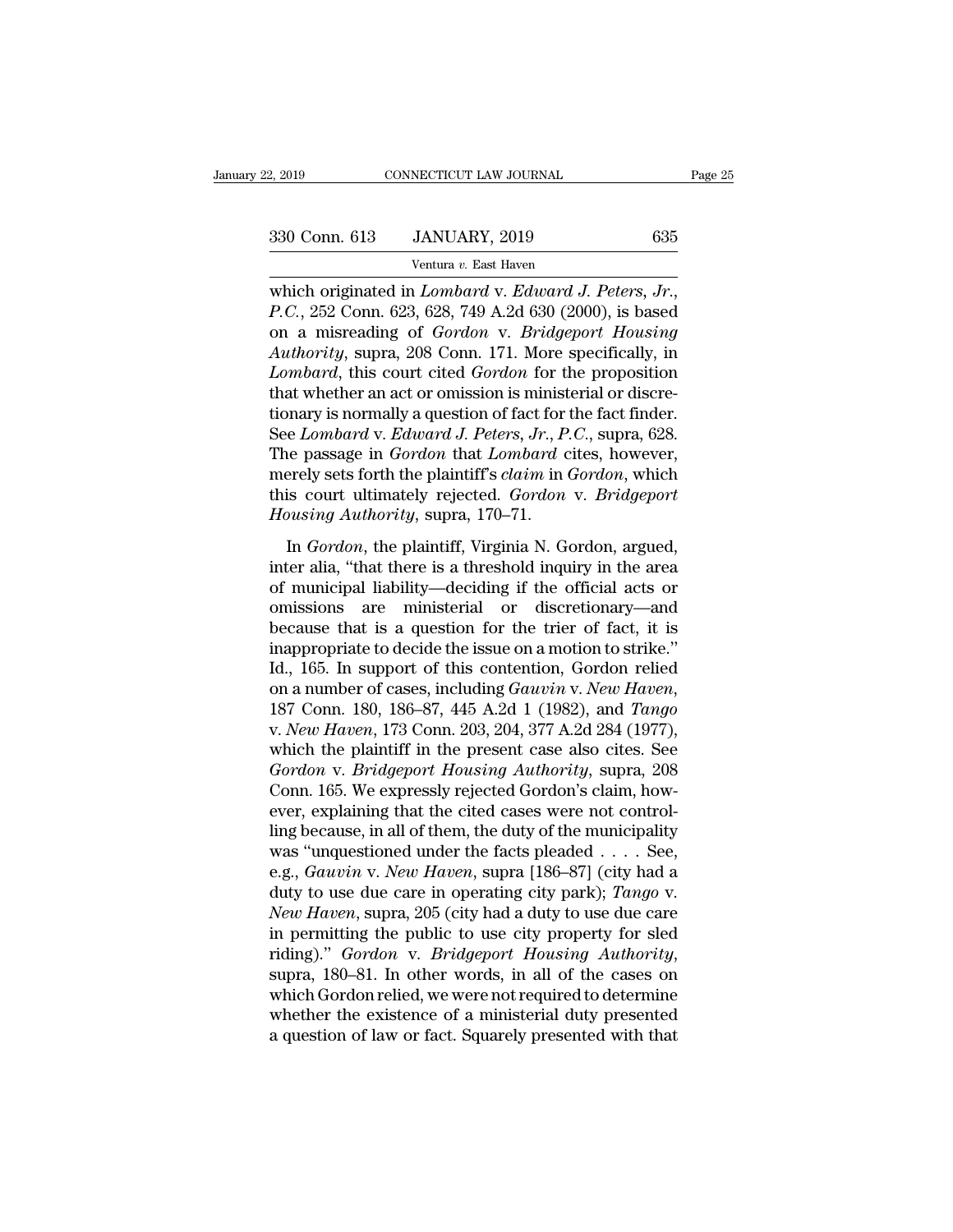which originated in *Lombard* v. *Edward J. Peters, Jr., P.C.*, 252 Conn. 623, 628, 749 A.2d 630 (2000), is based on a misreading of *Gordon* v. *Bridgeport Housing Authority*, supra, 208 Conn. 171. More specifically, in *Lombard*, this court cited *Gordon* for the proposition that whether an act or omission is ministerial or discretionary is normally a question of fact for the fact finder. See *Lombard* v. *Edward J. Peters, Jr., P.C.*, supra, 628. The passage in *Gordon* that *Lombard* cites, however, merely sets forth the plaintiff's *claim* in *Gordon*, which this court ultimately rejected. *Gordon* v. *Bridgeport Housing Authority*, supra, 170–71.

In *Gordon*, the plaintiff, Virginia N. Gordon, argued, inter alia, "that there is a threshold inquiry in the area of municipal liability—deciding if the official acts or omissions are ministerial or discretionary—and because that is a question for the trier of fact, it is inappropriate to decide the issue on a motion to strike." Id., 165. In support of this contention, Gordon relied on a number of cases, including *Gauvin* v. *New Haven*, 187 Conn. 180, 186–87, 445 A.2d 1 (1982), and *Tango* v. *New Haven*, 173 Conn. 203, 204, 377 A.2d 284 (1977), which the plaintiff in the present case also cites. See *Gordon* v. *Bridgeport Housing Authority*, supra, 208 Conn. 165. We expressly rejected Gordon's claim, however, explaining that the cited cases were not controlling because, in all of them, the duty of the municipality was "unquestioned under the facts pleaded . . . . See, e.g., *Gauvin* v. *New Haven*, supra [186–87] (city had a duty to use due care in operating city park); *Tango* v. *New Haven*, supra, 205 (city had a duty to use due care in permitting the public to use city property for sled riding)." *Gordon* v. *Bridgeport Housing Authority*, supra, 180–81. In other words, in all of the cases on which Gordon relied, we were not required to determine whether the existence of a ministerial duty presented a question of law or fact. Squarely presented with that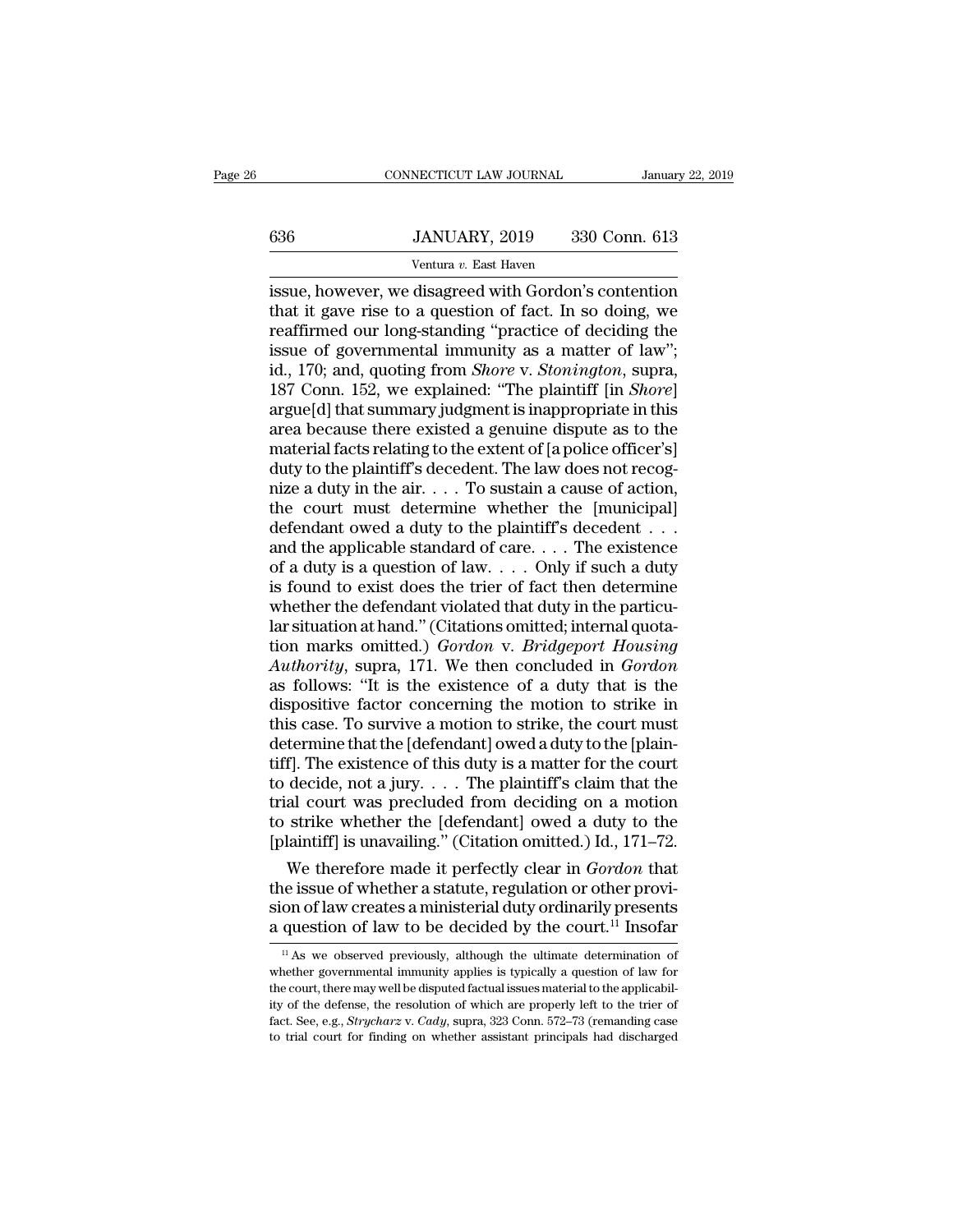issue, however, we disagreed with Gordon's contention that it gave rise to a question of fact. In so doing, we reaffirmed our long-standing "practice of deciding the issue of governmental immunity as a matter of law"; id., 170; and, quoting from *Shore* v. *Stonington*, supra, 187 Conn. 152, we explained: "The plaintiff [in *Shore*] argue[d] that summary judgment is inappropriate in this area because there existed a genuine dispute as to the material facts relating to the extent of [a police officer's] duty to the plaintiff's decedent. The law does not recognize a duty in the air. . . . To sustain a cause of action, the court must determine whether the [municipal] defendant owed a duty to the plaintiff's decedent . . . and the applicable standard of care. . . . The existence of a duty is a question of law. . . . Only if such a duty is found to exist does the trier of fact then determine whether the defendant violated that duty in the particular situation at hand." (Citations omitted; internal quotation marks omitted.) *Gordon* v. *Bridgeport Housing Authority*, supra, 171. We then concluded in *Gordon* as follows: "It is the existence of a duty that is the dispositive factor concerning the motion to strike in this case. To survive a motion to strike, the court must determine that the [defendant] owed a duty to the [plaintiff]. The existence of this duty is a matter for the court to decide, not a jury. . . . The plaintiff's claim that the trial court was precluded from deciding on a motion to strike whether the [defendant] owed a duty to the [plaintiff] is unavailing." (Citation omitted.) Id., 171–72.

We therefore made it perfectly clear in *Gordon* that the issue of whether a statute, regulation or other provision of law creates a ministerial duty ordinarily presents a question of law to be decided by the court.[11] Insofar

[11] As we observed previously, although the ultimate determination of whether governmental immunity applies is typically a question of law for the court, there may well be disputed factual issues material to the applicability of the defense, the resolution of which are properly left to the trier of fact. See, e.g., *Strycharz* v. *Cady*, supra, 323 Conn. 572–73 (remanding case to trial court for finding on whether assistant principals had discharged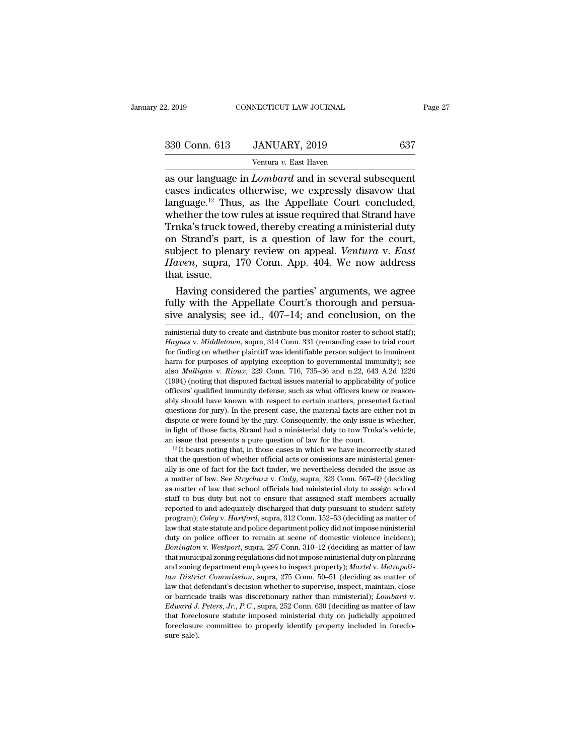as our language in *Lombard* and in several subsequent cases indicates otherwise, we expressly disavow that language.[12] Thus, as the Appellate Court concluded, whether the tow rules at issue required that Strand have Trnka's truck towed, thereby creating a ministerial duty on Strand's part, is a question of law for the court, subject to plenary review on appeal. *Ventura* v. *East Haven*, supra, 170 Conn. App. 404. We now address that issue.

Having considered the parties' arguments, we agree fully with the Appellate Court's thorough and persuasive analysis; see id., 407–14; and conclusion, on the

ministerial duty to create and distribute bus monitor roster to school staff); *Haynes* v. *Middletown*, supra, 314 Conn. 331 (remanding case to trial court for finding on whether plaintiff was identifiable person subject to imminent harm for purposes of applying exception to governmental immunity); see also *Mulligan* v. *Rioux*, 229 Conn. 716, 735–36 and n.22, 643 A.2d 1226 (1994) (noting that disputed factual issues material to applicability of police officers' qualified immunity defense, such as what officers knew or reasonably should have known with respect to certain matters, presented factual questions for jury). In the present case, the material facts are either not in dispute or were found by the jury. Consequently, the only issue is whether, in light of those facts, Strand had a ministerial duty to tow Trnka's vehicle, an issue that presents a pure question of law for the court.

[12] It bears noting that, in those cases in which we have incorrectly stated that the question of whether official acts or omissions are ministerial generally is one of fact for the fact finder, we nevertheless decided the issue as a matter of law. See *Strycharz* v. *Cady*, supra, 323 Conn. 567–69 (deciding as matter of law that school officials had ministerial duty to assign school staff to bus duty but not to ensure that assigned staff members actually reported to and adequately discharged that duty pursuant to student safety program); *Coley* v. *Hartford*, supra, 312 Conn. 152–53 (deciding as matter of law that state statute and police department policy did not impose ministerial duty on police officer to remain at scene of domestic violence incident); *Bonington* v. *Westport*, supra, 297 Conn. 310–12 (deciding as matter of law that municipal zoning regulations did not impose ministerial duty on planning and zoning department employees to inspect property); *Martel* v. *Metropolitan District Commission*, supra, 275 Conn. 50–51 (deciding as matter of law that defendant's decision whether to supervise, inspect, maintain, close or barricade trails was discretionary rather than ministerial); *Lombard* v. *Edward J. Peters, Jr., P.C.*, supra, 252 Conn. 630 (deciding as matter of law that foreclosure statute imposed ministerial duty on judicially appointed foreclosure committee to properly identify property included in foreclosure sale).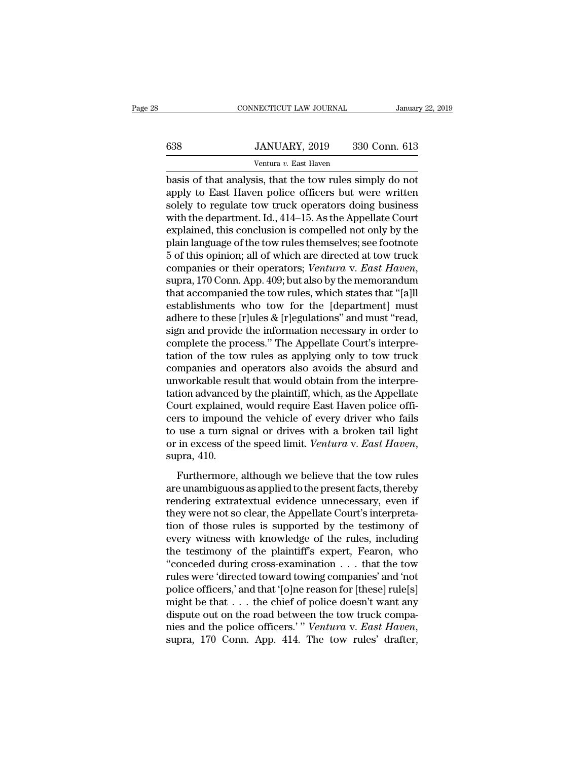basis of that analysis, that the tow rules simply do not apply to East Haven police officers but were written solely to regulate tow truck operators doing business with the department. Id., 414–15. As the Appellate Court explained, this conclusion is compelled not only by the plain language of the tow rules themselves; see footnote 5 of this opinion; all of which are directed at tow truck companies or their operators; *Ventura* v. *East Haven*, supra, 170 Conn. App. 409; but also by the memorandum that accompanied the tow rules, which states that "[a]ll establishments who tow for the [department] must adhere to these [r]ules & [r]egulations" and must "read, sign and provide the information necessary in order to complete the process." The Appellate Court's interpretation of the tow rules as applying only to tow truck companies and operators also avoids the absurd and unworkable result that would obtain from the interpretation advanced by the plaintiff, which, as the Appellate Court explained, would require East Haven police officers to impound the vehicle of every driver who fails to use a turn signal or drives with a broken tail light or in excess of the speed limit. *Ventura* v. *East Haven*, supra, 410.

Furthermore, although we believe that the tow rules are unambiguous as applied to the present facts, thereby rendering extratextual evidence unnecessary, even if they were not so clear, the Appellate Court's interpretation of those rules is supported by the testimony of every witness with knowledge of the rules, including the testimony of the plaintiff's expert, Fearon, who "conceded during cross-examination . . . that the tow rules were 'directed toward towing companies' and 'not police officers,' and that '[o]ne reason for [these] rule[s] might be that . . . the chief of police doesn't want any dispute out on the road between the tow truck companies and the police officers.' " *Ventura* v. *East Haven*, supra, 170 Conn. App. 414. The tow rules' drafter,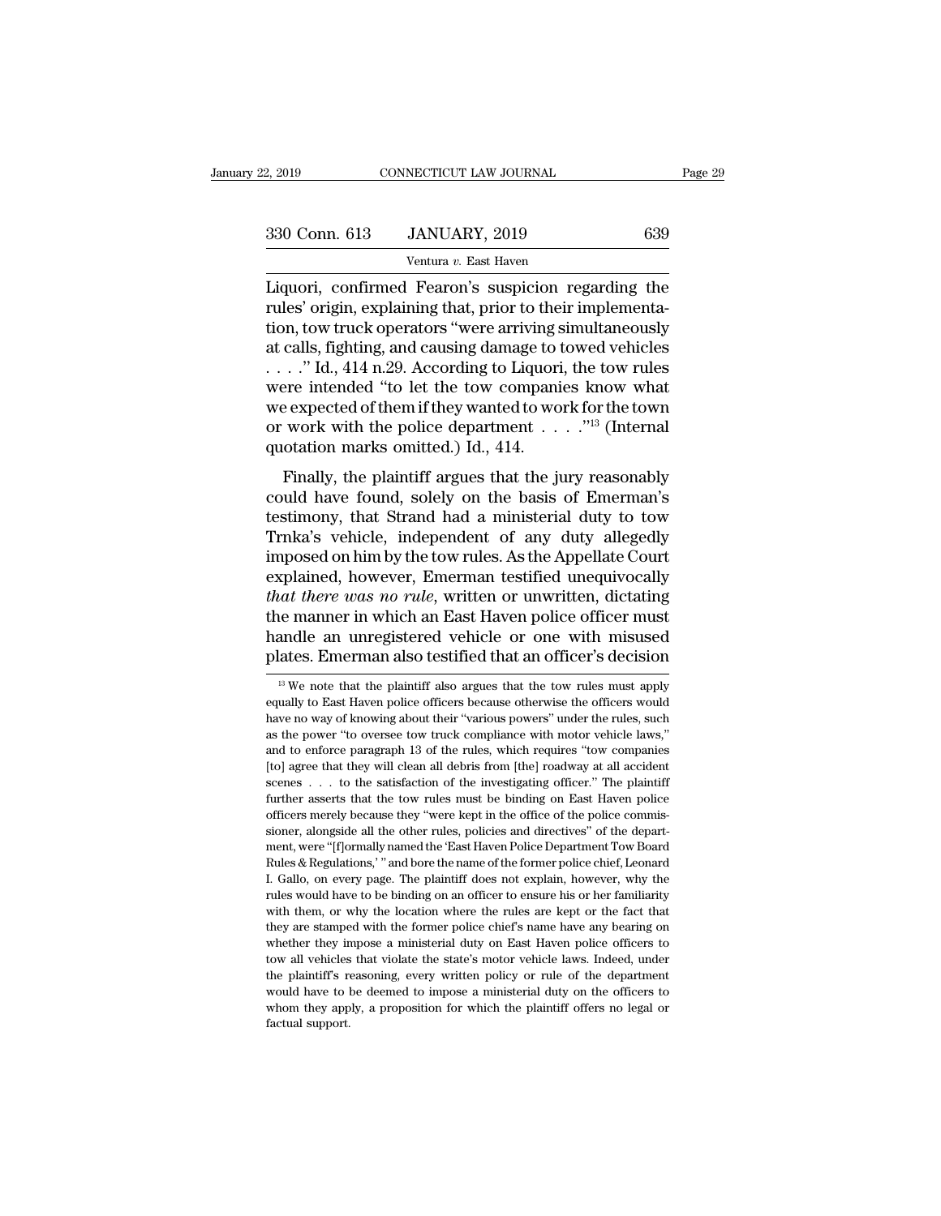Liquori, confirmed Fearon's suspicion regarding the rules' origin, explaining that, prior to their implementation, tow truck operators "were arriving simultaneously at calls, fighting, and causing damage to towed vehicles . . . ." Id., 414 n.29. According to Liquori, the tow rules were intended "to let the tow companies know what we expected of them if they wanted to work for the town or work with the police department . . . ."[13] (Internal quotation marks omitted.) Id., 414.

Finally, the plaintiff argues that the jury reasonably could have found, solely on the basis of Emerman's testimony, that Strand had a ministerial duty to tow Trnka's vehicle, independent of any duty allegedly imposed on him by the tow rules. As the Appellate Court explained, however, Emerman testified unequivocally *that there was no rule*, written or unwritten, dictating the manner in which an East Haven police officer must handle an unregistered vehicle or one with misused plates. Emerman also testified that an officer's decision

---

[13] We note that the plaintiff also argues that the tow rules must apply equally to East Haven police officers because otherwise the officers would have no way of knowing about their "various powers" under the rules, such as the power "to oversee tow truck compliance with motor vehicle laws," and to enforce paragraph 13 of the rules, which requires "tow companies [to] agree that they will clean all debris from [the] roadway at all accident scenes . . . to the satisfaction of the investigating officer." The plaintiff further asserts that the tow rules must be binding on East Haven police officers merely because they "were kept in the office of the police commissioner, alongside all the other rules, policies and directives" of the department, were "[f]ormally named the 'East Haven Police Department Tow Board Rules & Regulations,' " and bore the name of the former police chief, Leonard I. Gallo, on every page. The plaintiff does not explain, however, why the rules would have to be binding on an officer to ensure his or her familiarity with them, or why the location where the rules are kept or the fact that they are stamped with the former police chief's name have any bearing on whether they impose a ministerial duty on East Haven police officers to tow all vehicles that violate the state's motor vehicle laws. Indeed, under the plaintiff's reasoning, every written policy or rule of the department would have to be deemed to impose a ministerial duty on the officers to whom they apply, a proposition for which the plaintiff offers no legal or factual support.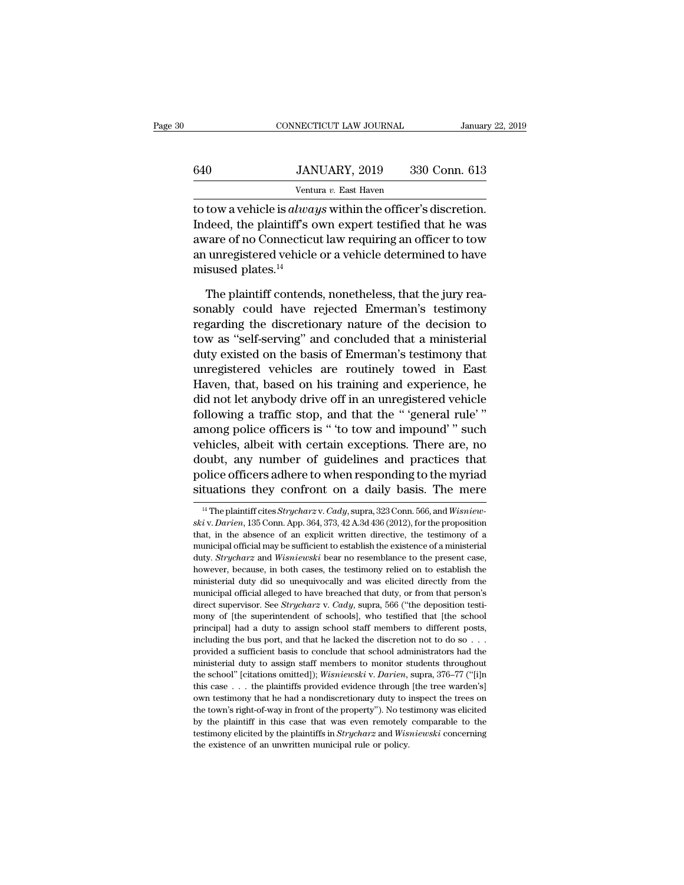to tow a vehicle is *always* within the officer's discretion. Indeed, the plaintiff's own expert testified that he was aware of no Connecticut law requiring an officer to tow an unregistered vehicle or a vehicle determined to have misused plates.[14]

The plaintiff contends, nonetheless, that the jury reasonably could have rejected Emerman's testimony regarding the discretionary nature of the decision to tow as "self-serving" and concluded that a ministerial duty existed on the basis of Emerman's testimony that unregistered vehicles are routinely towed in East Haven, that, based on his training and experience, he did not let anybody drive off in an unregistered vehicle following a traffic stop, and that the " 'general rule' " among police officers is " 'to tow and impound' " such vehicles, albeit with certain exceptions. There are, no doubt, any number of guidelines and practices that police officers adhere to when responding to the myriad situations they confront on a daily basis. The mere

[14] The plaintiff cites *Strycharz* v. *Cady*, supra, 323 Conn. 566, and *Wisniewski* v. *Darien*, 135 Conn. App. 364, 373, 42 A.3d 436 (2012), for the proposition that, in the absence of an explicit written directive, the testimony of a municipal official may be sufficient to establish the existence of a ministerial duty. *Strycharz* and *Wisniewski* bear no resemblance to the present case, however, because, in both cases, the testimony relied on to establish the ministerial duty did so unequivocally and was elicited directly from the municipal official alleged to have breached that duty, or from that person's direct supervisor. See *Strycharz* v. *Cady*, supra, 566 ("the deposition testimony of [the superintendent of schools], who testified that [the school principal] had a duty to assign school staff members to different posts, including the bus port, and that he lacked the discretion not to do so . . . provided a sufficient basis to conclude that school administrators had the ministerial duty to assign staff members to monitor students throughout the school" [citations omitted]); *Wisniewski* v. *Darien*, supra, 376–77 ("[i]n this case . . . the plaintiffs provided evidence through [the tree warden's] own testimony that he had a nondiscretionary duty to inspect the trees on the town's right-of-way in front of the property"). No testimony was elicited by the plaintiff in this case that was even remotely comparable to the testimony elicited by the plaintiffs in *Strycharz* and *Wisniewski* concerning the existence of an unwritten municipal rule or policy.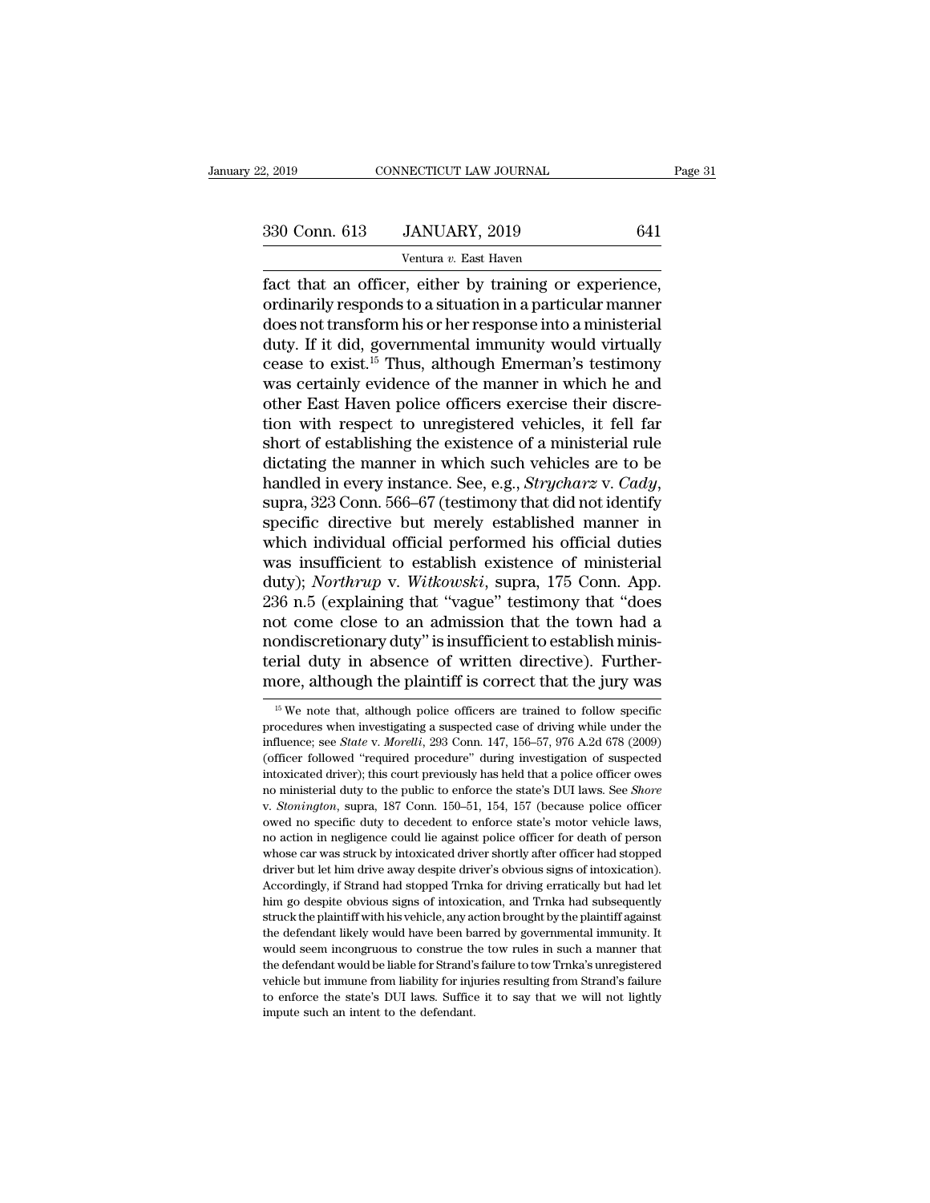fact that an officer, either by training or experience, ordinarily responds to a situation in a particular manner does not transform his or her response into a ministerial duty. If it did, governmental immunity would virtually cease to exist.[15] Thus, although Emerman's testimony was certainly evidence of the manner in which he and other East Haven police officers exercise their discretion with respect to unregistered vehicles, it fell far short of establishing the existence of a ministerial rule dictating the manner in which such vehicles are to be handled in every instance. See, e.g., *Strycharz* v. *Cady*, supra, 323 Conn. 566–67 (testimony that did not identify specific directive but merely established manner in which individual official performed his official duties was insufficient to establish existence of ministerial duty); *Northrup* v. *Witkowski*, supra, 175 Conn. App. 236 n.5 (explaining that "vague" testimony that "does not come close to an admission that the town had a nondiscretionary duty" is insufficient to establish ministerial duty in absence of written directive). Furthermore, although the plaintiff is correct that the jury was

[15] We note that, although police officers are trained to follow specific procedures when investigating a suspected case of driving while under the influence; see *State* v. *Morelli*, 293 Conn. 147, 156–57, 976 A.2d 678 (2009) (officer followed "required procedure" during investigation of suspected intoxicated driver); this court previously has held that a police officer owes no ministerial duty to the public to enforce the state's DUI laws. See *Shore* v. *Stonington*, supra, 187 Conn. 150–51, 154, 157 (because police officer owed no specific duty to decedent to enforce state's motor vehicle laws, no action in negligence could lie against police officer for death of person whose car was struck by intoxicated driver shortly after officer had stopped driver but let him drive away despite driver's obvious signs of intoxication). Accordingly, if Strand had stopped Trnka for driving erratically but had let him go despite obvious signs of intoxication, and Trnka had subsequently struck the plaintiff with his vehicle, any action brought by the plaintiff against the defendant likely would have been barred by governmental immunity. It would seem incongruous to construe the tow rules in such a manner that the defendant would be liable for Strand's failure to tow Trnka's unregistered vehicle but immune from liability for injuries resulting from Strand's failure to enforce the state's DUI laws. Suffice it to say that we will not lightly impute such an intent to the defendant.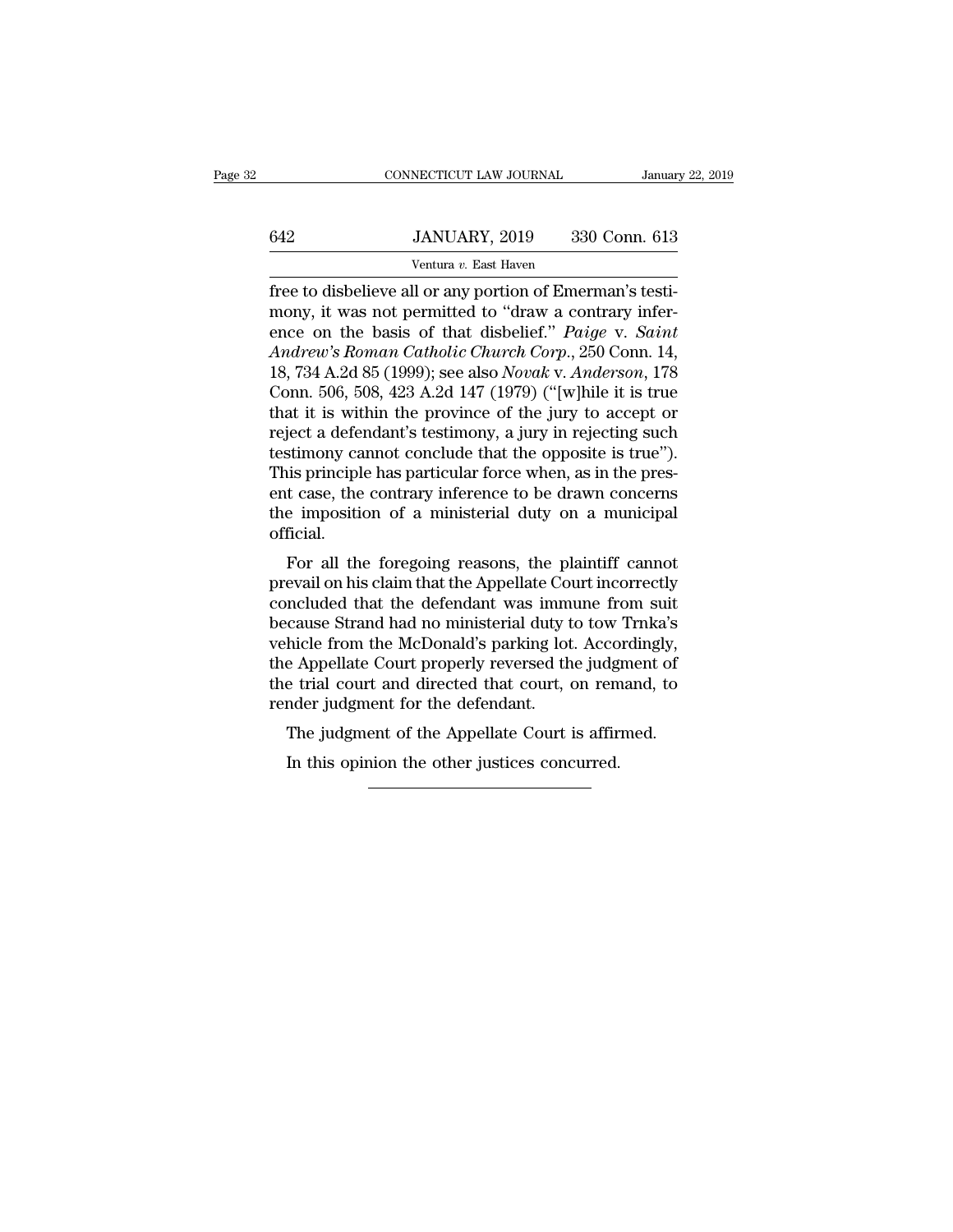free to disbelieve all or any portion of Emerman's testimony, it was not permitted to "draw a contrary inference on the basis of that disbelief." *Paige* v. *Saint Andrew's Roman Catholic Church Corp.*, 250 Conn. 14, 18, 734 A.2d 85 (1999); see also *Novak* v. *Anderson*, 178 Conn. 506, 508, 423 A.2d 147 (1979) ("[w]hile it is true that it is within the province of the jury to accept or reject a defendant's testimony, a jury in rejecting such testimony cannot conclude that the opposite is true"). This principle has particular force when, as in the present case, the contrary inference to be drawn concerns the imposition of a ministerial duty on a municipal official.

For all the foregoing reasons, the plaintiff cannot prevail on his claim that the Appellate Court incorrectly concluded that the defendant was immune from suit because Strand had no ministerial duty to tow Trnka's vehicle from the McDonald's parking lot. Accordingly, the Appellate Court properly reversed the judgment of the trial court and directed that court, on remand, to render judgment for the defendant.

The judgment of the Appellate Court is affirmed.

In this opinion the other justices concurred.